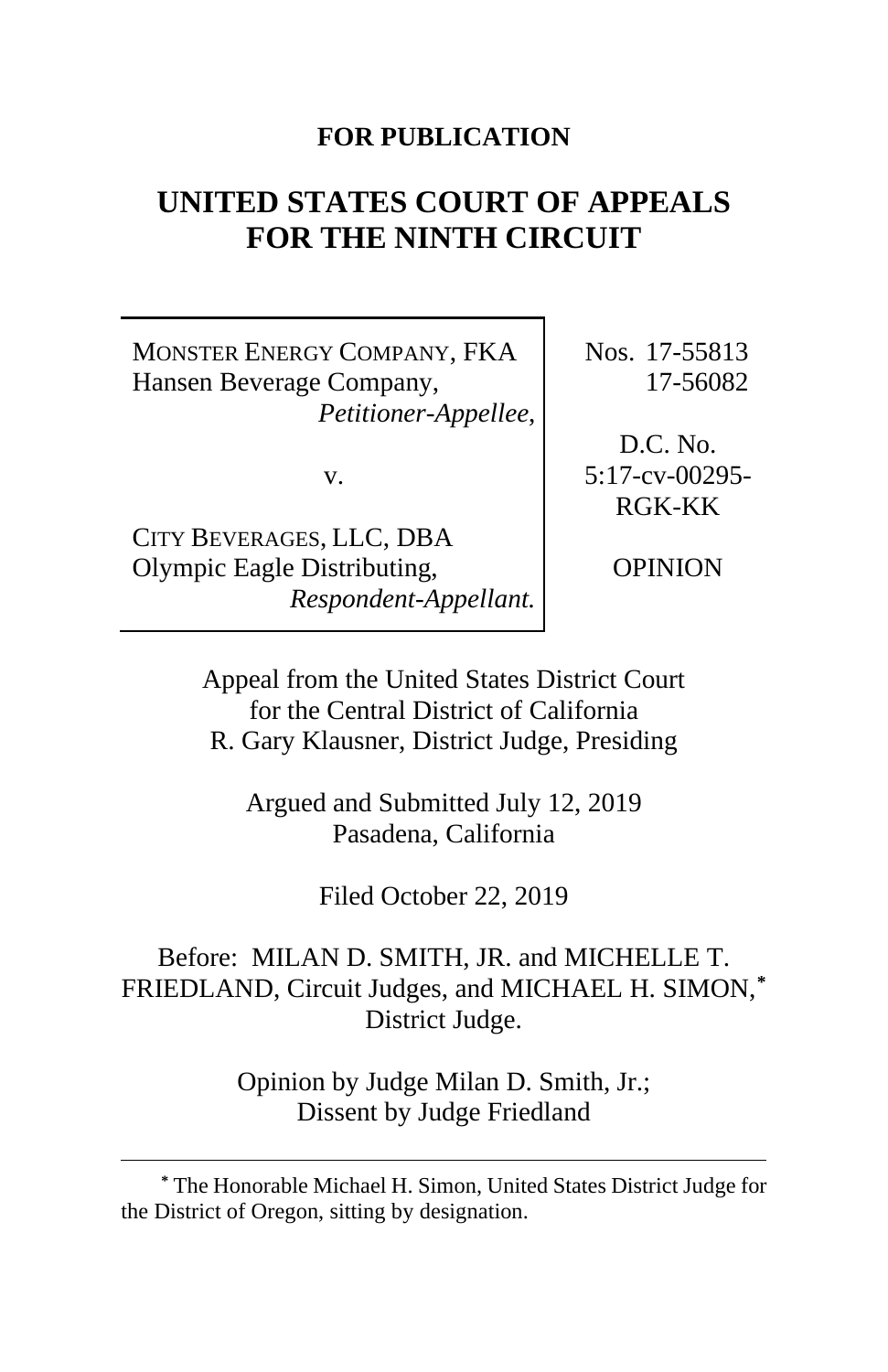**FOR PUBLICATION**

# UNITED STATES COURT OF APPEALS FOR THE NINTH CIRCUIT

| | |
|---|---|
| MONSTER ENERGY COMPANY, FKA Hansen Beverage Company, *Petitioner-Appellee*, v. CITY BEVERAGES, LLC, DBA Olympic Eagle Distributing, *Respondent-Appellant.* | Nos. 17-55813 17-56082 D.C. No. 5:17-cv-00295-RGK-KK OPINION |

Appeal from the United States District Court for the Central District of California R. Gary Klausner, District Judge, Presiding

Argued and Submitted July 12, 2019 Pasadena, California

Filed October 22, 2019

Before: MILAN D. SMITH, JR. and MICHELLE T. FRIEDLAND, Circuit Judges, and MICHAEL H. SIMON,* District Judge.

Opinion by Judge Milan D. Smith, Jr.; Dissent by Judge Friedland

---

* The Honorable Michael H. Simon, United States District Judge for the District of Oregon, sitting by designation.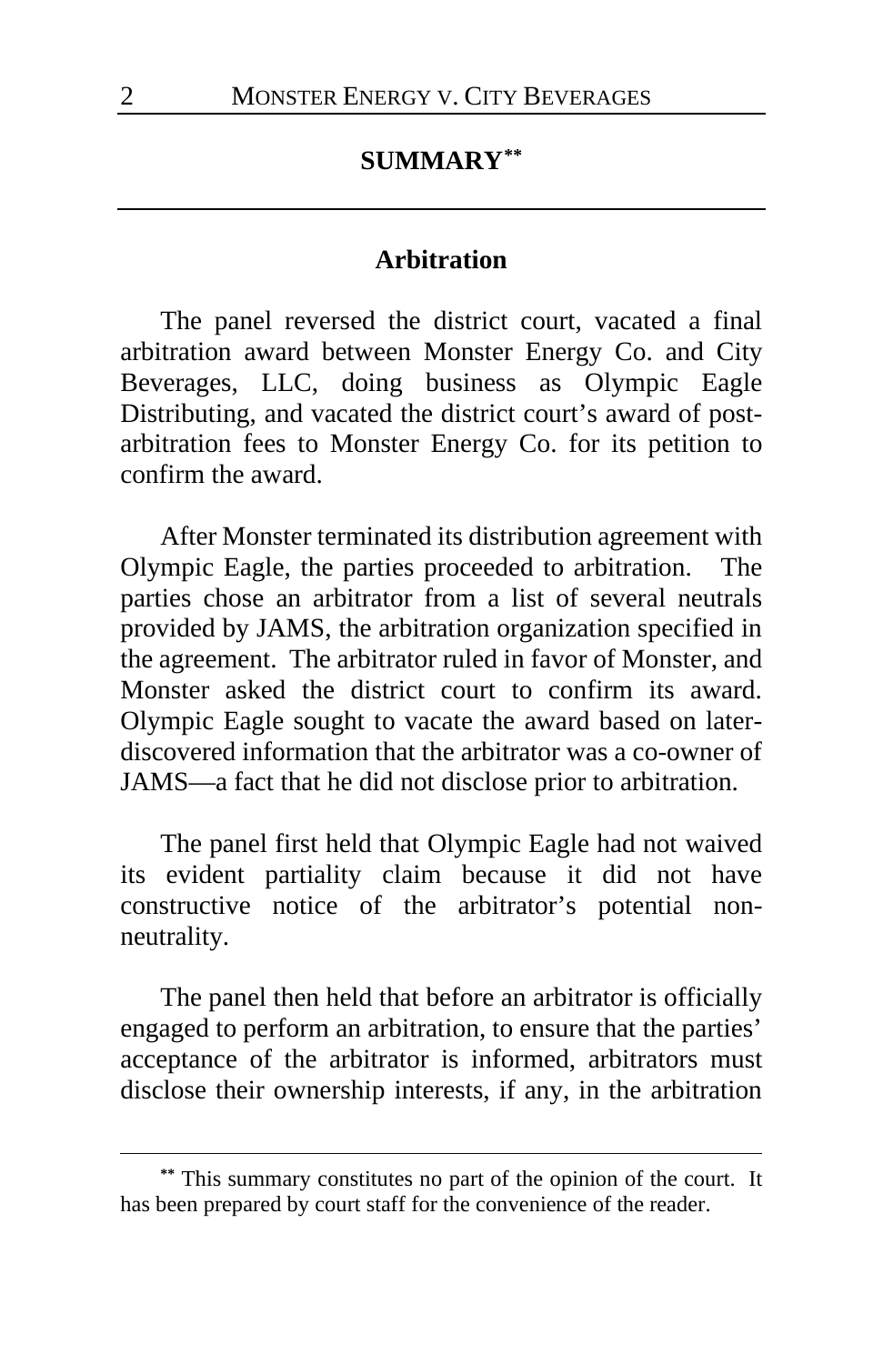## SUMMARY[**]

### Arbitration

The panel reversed the district court, vacated a final arbitration award between Monster Energy Co. and City Beverages, LLC, doing business as Olympic Eagle Distributing, and vacated the district court's award of post-arbitration fees to Monster Energy Co. for its petition to confirm the award.

After Monster terminated its distribution agreement with Olympic Eagle, the parties proceeded to arbitration. The parties chose an arbitrator from a list of several neutrals provided by JAMS, the arbitration organization specified in the agreement. The arbitrator ruled in favor of Monster, and Monster asked the district court to confirm its award. Olympic Eagle sought to vacate the award based on later-discovered information that the arbitrator was a co-owner of JAMS—a fact that he did not disclose prior to arbitration.

The panel first held that Olympic Eagle had not waived its evident partiality claim because it did not have constructive notice of the arbitrator's potential non-neutrality.

The panel then held that before an arbitrator is officially engaged to perform an arbitration, to ensure that the parties' acceptance of the arbitrator is informed, arbitrators must disclose their ownership interests, if any, in the arbitration

---

[**] This summary constitutes no part of the opinion of the court. It has been prepared by court staff for the convenience of the reader.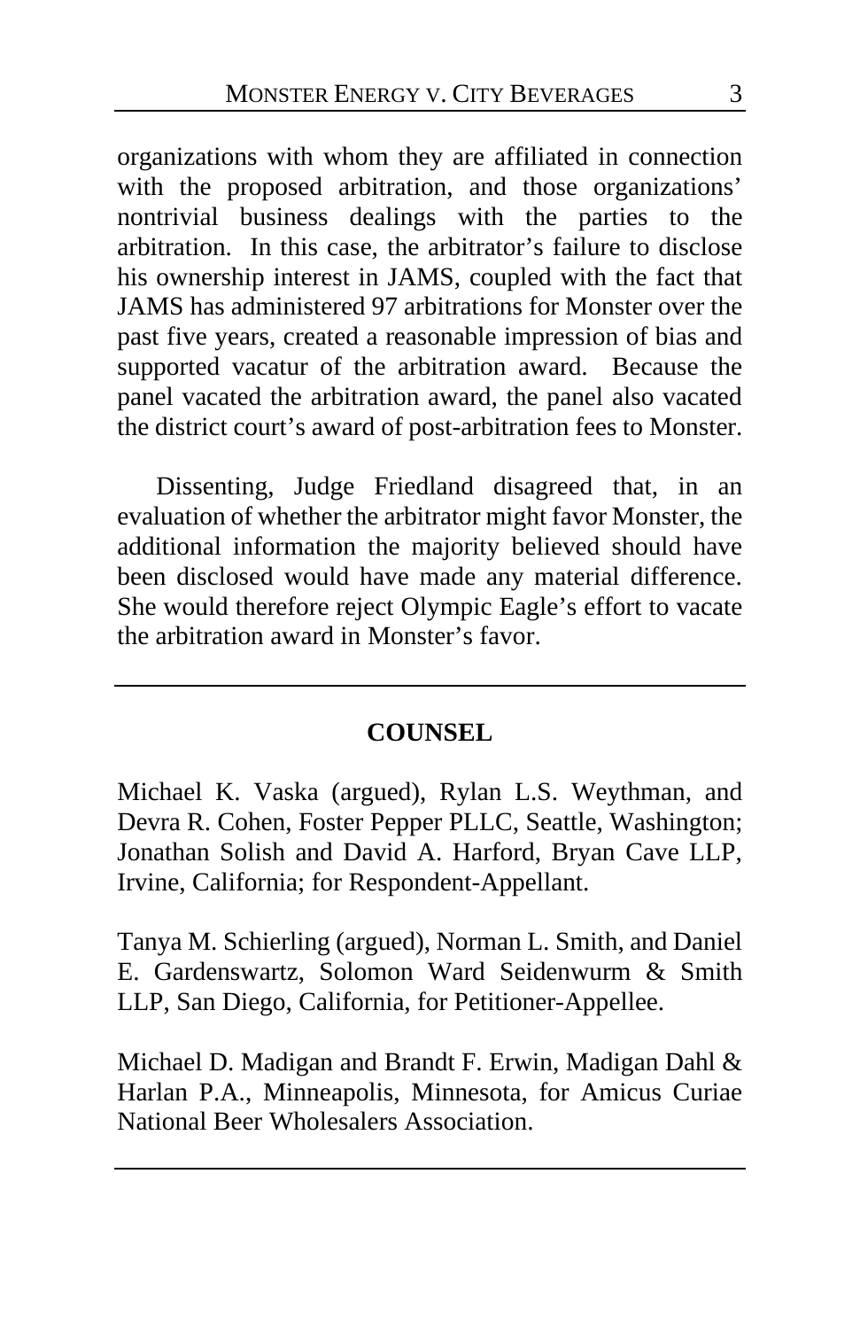organizations with whom they are affiliated in connection with the proposed arbitration, and those organizations' nontrivial business dealings with the parties to the arbitration. In this case, the arbitrator's failure to disclose his ownership interest in JAMS, coupled with the fact that JAMS has administered 97 arbitrations for Monster over the past five years, created a reasonable impression of bias and supported vacatur of the arbitration award. Because the panel vacated the arbitration award, the panel also vacated the district court's award of post-arbitration fees to Monster.

Dissenting, Judge Friedland disagreed that, in an evaluation of whether the arbitrator might favor Monster, the additional information the majority believed should have been disclosed would have made any material difference. She would therefore reject Olympic Eagle's effort to vacate the arbitration award in Monster's favor.

---

## COUNSEL

Michael K. Vaska (argued), Rylan L.S. Weythman, and Devra R. Cohen, Foster Pepper PLLC, Seattle, Washington; Jonathan Solish and David A. Harford, Bryan Cave LLP, Irvine, California; for Respondent-Appellant.

Tanya M. Schierling (argued), Norman L. Smith, and Daniel E. Gardenswartz, Solomon Ward Seidenwurm & Smith LLP, San Diego, California, for Petitioner-Appellee.

Michael D. Madigan and Brandt F. Erwin, Madigan Dahl & Harlan P.A., Minneapolis, Minnesota, for Amicus Curiae National Beer Wholesalers Association.

---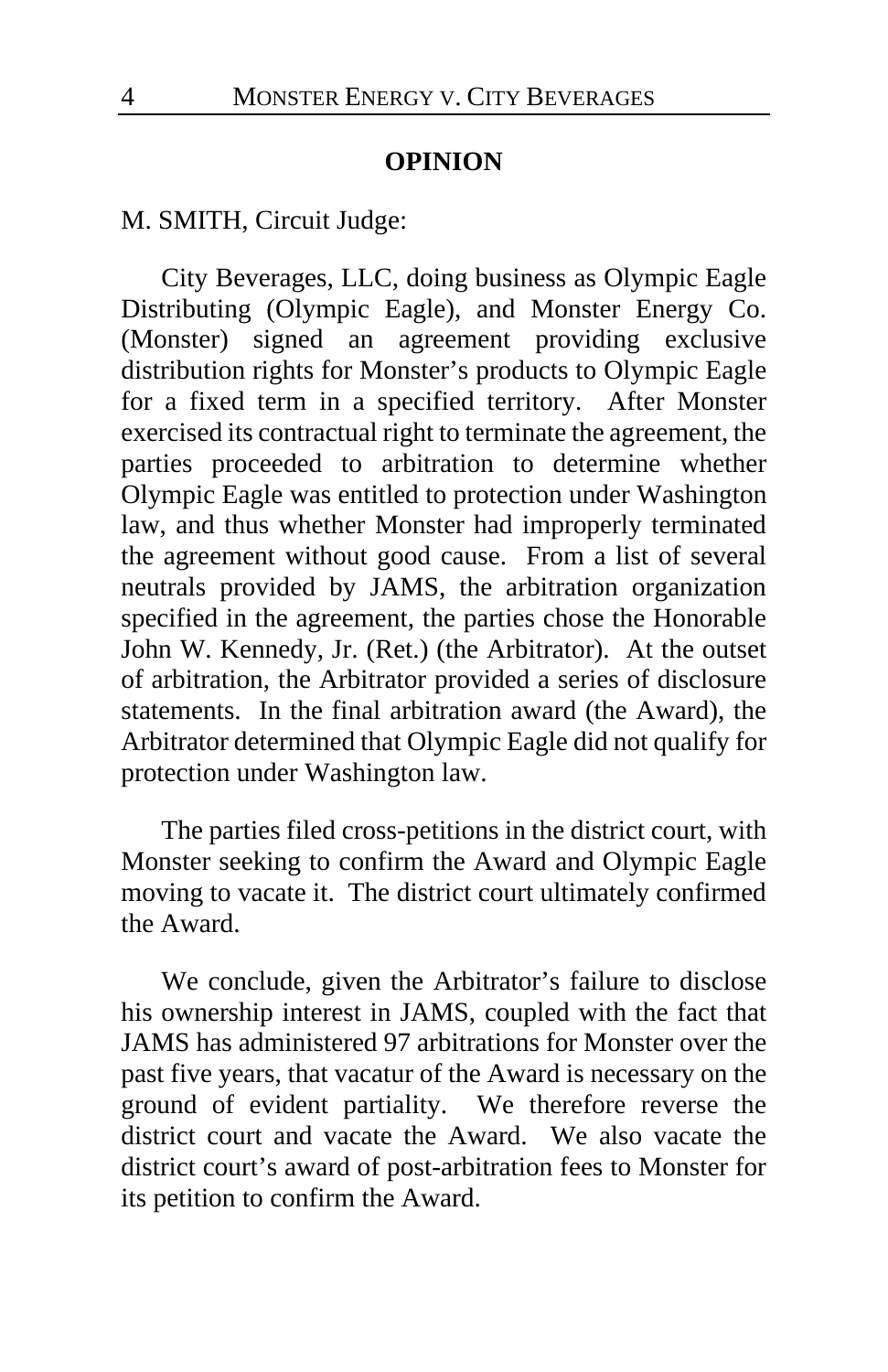## OPINION

M. SMITH, Circuit Judge:

City Beverages, LLC, doing business as Olympic Eagle Distributing (Olympic Eagle), and Monster Energy Co. (Monster) signed an agreement providing exclusive distribution rights for Monster's products to Olympic Eagle for a fixed term in a specified territory. After Monster exercised its contractual right to terminate the agreement, the parties proceeded to arbitration to determine whether Olympic Eagle was entitled to protection under Washington law, and thus whether Monster had improperly terminated the agreement without good cause. From a list of several neutrals provided by JAMS, the arbitration organization specified in the agreement, the parties chose the Honorable John W. Kennedy, Jr. (Ret.) (the Arbitrator). At the outset of arbitration, the Arbitrator provided a series of disclosure statements. In the final arbitration award (the Award), the Arbitrator determined that Olympic Eagle did not qualify for protection under Washington law.

The parties filed cross-petitions in the district court, with Monster seeking to confirm the Award and Olympic Eagle moving to vacate it. The district court ultimately confirmed the Award.

We conclude, given the Arbitrator's failure to disclose his ownership interest in JAMS, coupled with the fact that JAMS has administered 97 arbitrations for Monster over the past five years, that vacatur of the Award is necessary on the ground of evident partiality. We therefore reverse the district court and vacate the Award. We also vacate the district court's award of post-arbitration fees to Monster for its petition to confirm the Award.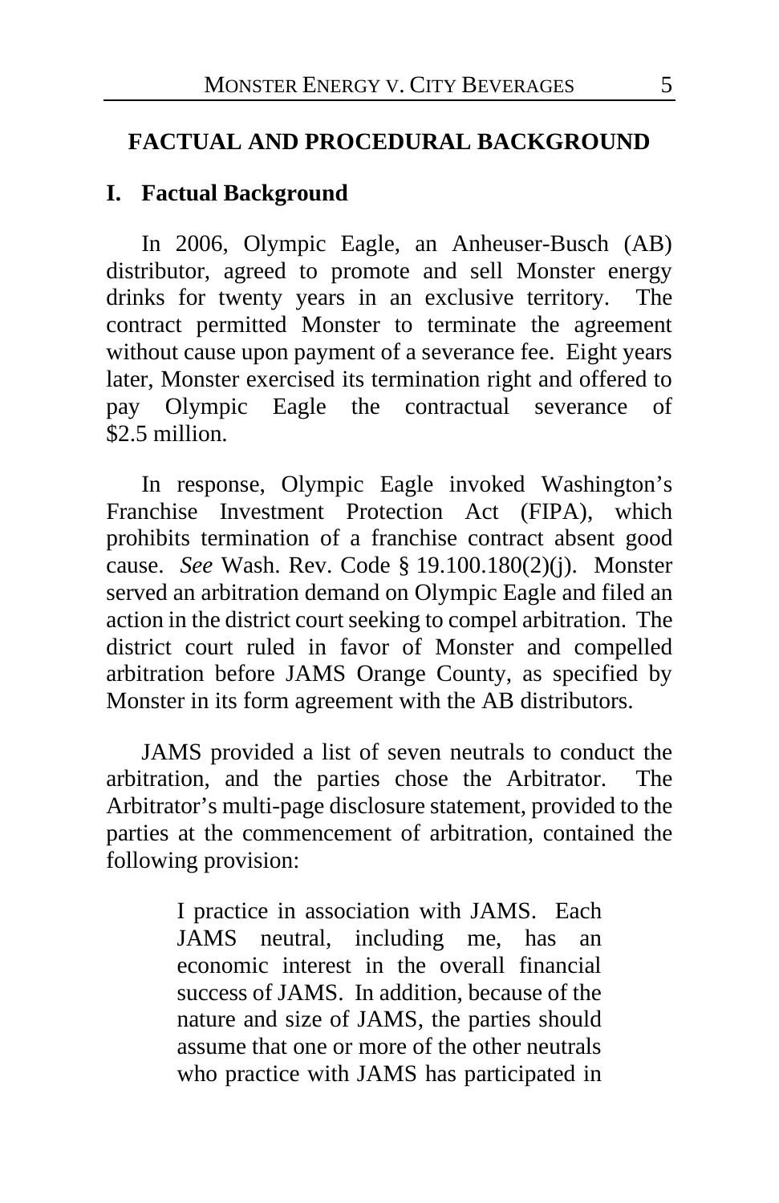## FACTUAL AND PROCEDURAL BACKGROUND

### I. Factual Background

In 2006, Olympic Eagle, an Anheuser-Busch (AB) distributor, agreed to promote and sell Monster energy drinks for twenty years in an exclusive territory. The contract permitted Monster to terminate the agreement without cause upon payment of a severance fee. Eight years later, Monster exercised its termination right and offered to pay Olympic Eagle the contractual severance of \$2.5 million.

In response, Olympic Eagle invoked Washington's Franchise Investment Protection Act (FIPA), which prohibits termination of a franchise contract absent good cause. *See* Wash. Rev. Code § 19.100.180(2)(j). Monster served an arbitration demand on Olympic Eagle and filed an action in the district court seeking to compel arbitration. The district court ruled in favor of Monster and compelled arbitration before JAMS Orange County, as specified by Monster in its form agreement with the AB distributors.

JAMS provided a list of seven neutrals to conduct the arbitration, and the parties chose the Arbitrator. The Arbitrator's multi-page disclosure statement, provided to the parties at the commencement of arbitration, contained the following provision:

> I practice in association with JAMS. Each JAMS neutral, including me, has an economic interest in the overall financial success of JAMS. In addition, because of the nature and size of JAMS, the parties should assume that one or more of the other neutrals who practice with JAMS has participated in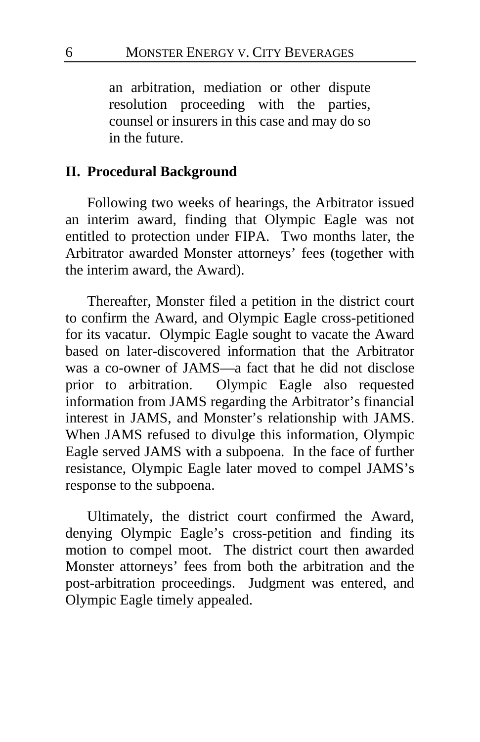> an arbitration, mediation or other dispute resolution proceeding with the parties, counsel or insurers in this case and may do so in the future.

## II. Procedural Background

Following two weeks of hearings, the Arbitrator issued an interim award, finding that Olympic Eagle was not entitled to protection under FIPA. Two months later, the Arbitrator awarded Monster attorneys' fees (together with the interim award, the Award).

Thereafter, Monster filed a petition in the district court to confirm the Award, and Olympic Eagle cross-petitioned for its vacatur. Olympic Eagle sought to vacate the Award based on later-discovered information that the Arbitrator was a co-owner of JAMS—a fact that he did not disclose prior to arbitration. Olympic Eagle also requested information from JAMS regarding the Arbitrator's financial interest in JAMS, and Monster's relationship with JAMS. When JAMS refused to divulge this information, Olympic Eagle served JAMS with a subpoena. In the face of further resistance, Olympic Eagle later moved to compel JAMS's response to the subpoena.

Ultimately, the district court confirmed the Award, denying Olympic Eagle's cross-petition and finding its motion to compel moot. The district court then awarded Monster attorneys' fees from both the arbitration and the post-arbitration proceedings. Judgment was entered, and Olympic Eagle timely appealed.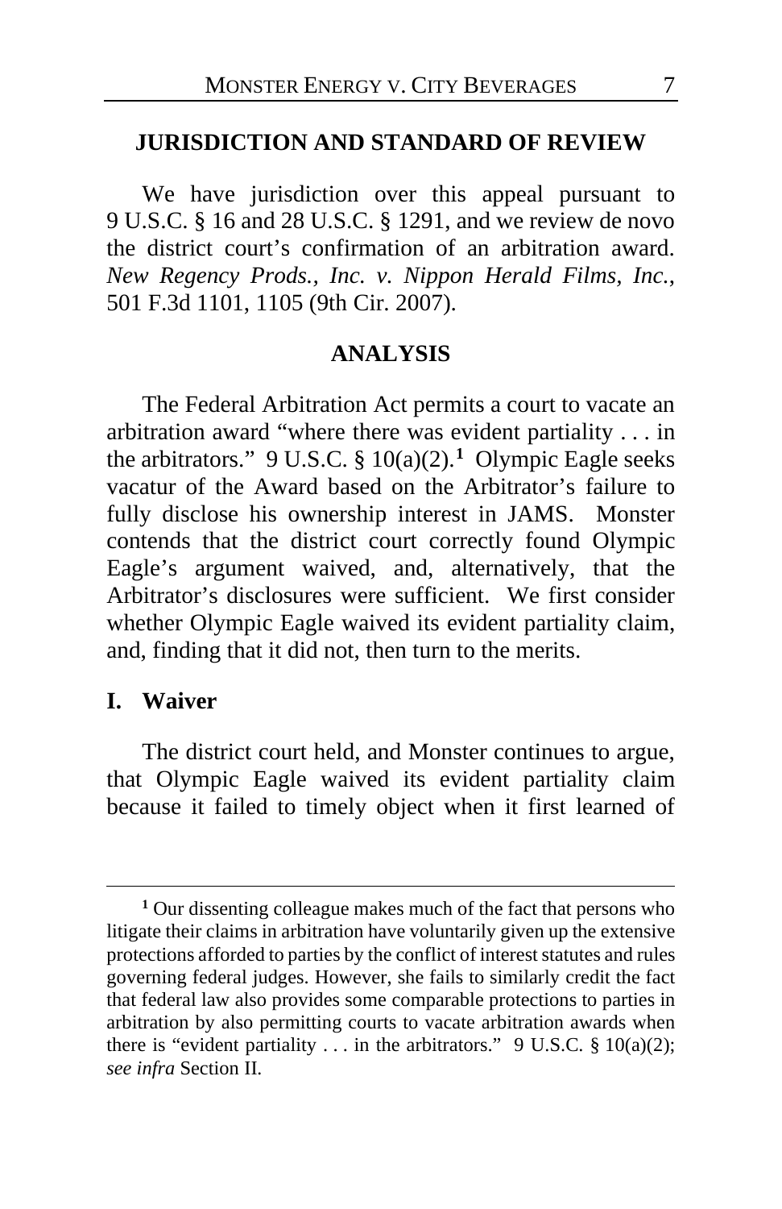## JURISDICTION AND STANDARD OF REVIEW

We have jurisdiction over this appeal pursuant to 9 U.S.C. § 16 and 28 U.S.C. § 1291, and we review de novo the district court's confirmation of an arbitration award. *New Regency Prods., Inc. v. Nippon Herald Films, Inc.*, 501 F.3d 1101, 1105 (9th Cir. 2007).

## ANALYSIS

The Federal Arbitration Act permits a court to vacate an arbitration award "where there was evident partiality . . . in the arbitrators." 9 U.S.C. § 10(a)(2).[1] Olympic Eagle seeks vacatur of the Award based on the Arbitrator's failure to fully disclose his ownership interest in JAMS. Monster contends that the district court correctly found Olympic Eagle's argument waived, and, alternatively, that the Arbitrator's disclosures were sufficient. We first consider whether Olympic Eagle waived its evident partiality claim, and, finding that it did not, then turn to the merits.

### I. Waiver

The district court held, and Monster continues to argue, that Olympic Eagle waived its evident partiality claim because it failed to timely object when it first learned of

---

[1] Our dissenting colleague makes much of the fact that persons who litigate their claims in arbitration have voluntarily given up the extensive protections afforded to parties by the conflict of interest statutes and rules governing federal judges. However, she fails to similarly credit the fact that federal law also provides some comparable protections to parties in arbitration by also permitting courts to vacate arbitration awards when there is "evident partiality . . . in the arbitrators." 9 U.S.C. § 10(a)(2); *see infra* Section II.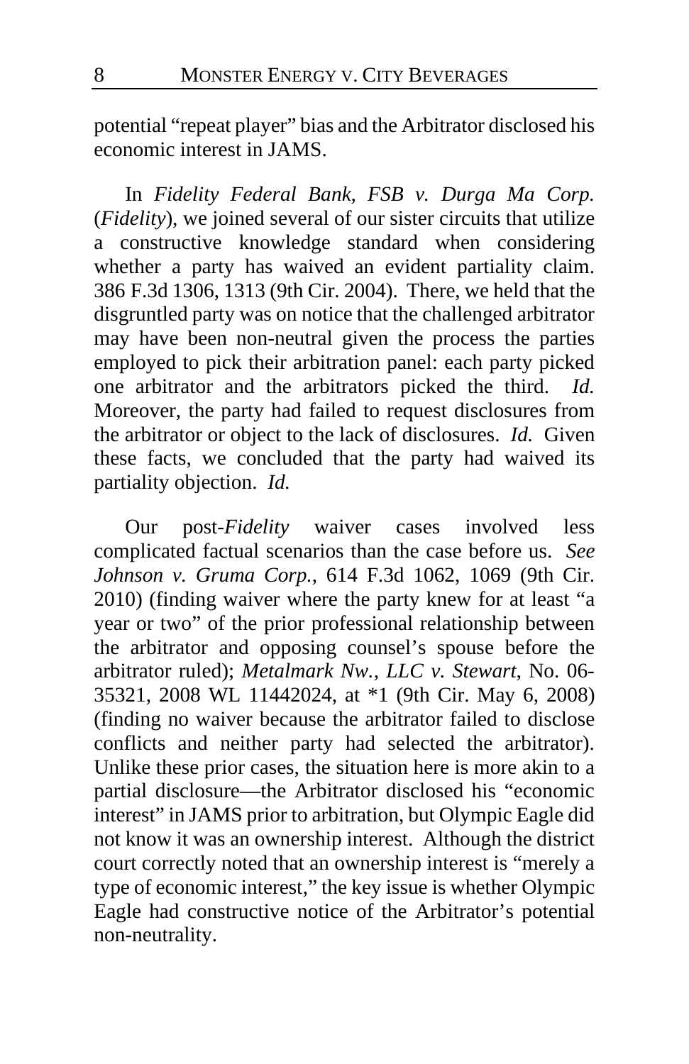potential "repeat player" bias and the Arbitrator disclosed his economic interest in JAMS.

In *Fidelity Federal Bank, FSB v. Durga Ma Corp.* (*Fidelity*), we joined several of our sister circuits that utilize a constructive knowledge standard when considering whether a party has waived an evident partiality claim. 386 F.3d 1306, 1313 (9th Cir. 2004). There, we held that the disgruntled party was on notice that the challenged arbitrator may have been non-neutral given the process the parties employed to pick their arbitration panel: each party picked one arbitrator and the arbitrators picked the third. *Id.* Moreover, the party had failed to request disclosures from the arbitrator or object to the lack of disclosures. *Id.* Given these facts, we concluded that the party had waived its partiality objection. *Id.*

Our post-*Fidelity* waiver cases involved less complicated factual scenarios than the case before us. *See Johnson v. Gruma Corp.*, 614 F.3d 1062, 1069 (9th Cir. 2010) (finding waiver where the party knew for at least "a year or two" of the prior professional relationship between the arbitrator and opposing counsel's spouse before the arbitrator ruled); *Metalmark Nw., LLC v. Stewart*, No. 06-35321, 2008 WL 11442024, at *1 (9th Cir. May 6, 2008) (finding no waiver because the arbitrator failed to disclose conflicts and neither party had selected the arbitrator). Unlike these prior cases, the situation here is more akin to a partial disclosure—the Arbitrator disclosed his "economic interest" in JAMS prior to arbitration, but Olympic Eagle did not know it was an ownership interest. Although the district court correctly noted that an ownership interest is "merely a type of economic interest," the key issue is whether Olympic Eagle had constructive notice of the Arbitrator's potential non-neutrality.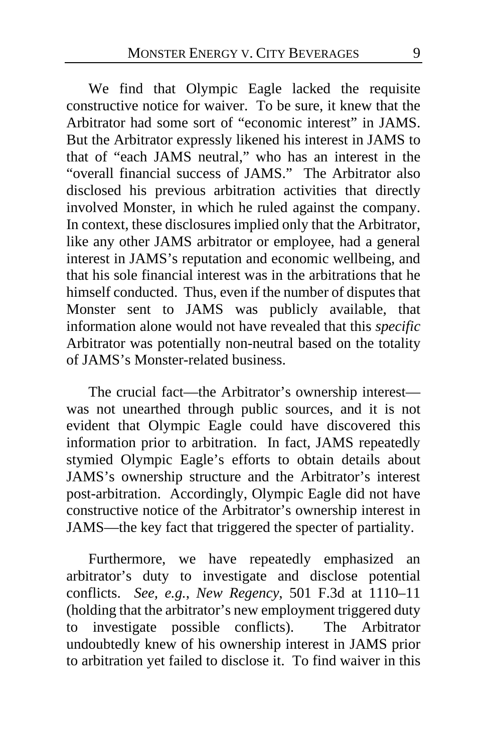We find that Olympic Eagle lacked the requisite constructive notice for waiver. To be sure, it knew that the Arbitrator had some sort of "economic interest" in JAMS. But the Arbitrator expressly likened his interest in JAMS to that of "each JAMS neutral," who has an interest in the "overall financial success of JAMS." The Arbitrator also disclosed his previous arbitration activities that directly involved Monster, in which he ruled against the company. In context, these disclosures implied only that the Arbitrator, like any other JAMS arbitrator or employee, had a general interest in JAMS's reputation and economic wellbeing, and that his sole financial interest was in the arbitrations that he himself conducted. Thus, even if the number of disputes that Monster sent to JAMS was publicly available, that information alone would not have revealed that this *specific* Arbitrator was potentially non-neutral based on the totality of JAMS's Monster-related business.

The crucial fact—the Arbitrator's ownership interest—was not unearthed through public sources, and it is not evident that Olympic Eagle could have discovered this information prior to arbitration. In fact, JAMS repeatedly stymied Olympic Eagle's efforts to obtain details about JAMS's ownership structure and the Arbitrator's interest post-arbitration. Accordingly, Olympic Eagle did not have constructive notice of the Arbitrator's ownership interest in JAMS—the key fact that triggered the specter of partiality.

Furthermore, we have repeatedly emphasized an arbitrator's duty to investigate and disclose potential conflicts. *See, e.g.*, *New Regency*, 501 F.3d at 1110–11 (holding that the arbitrator's new employment triggered duty to investigate possible conflicts). The Arbitrator undoubtedly knew of his ownership interest in JAMS prior to arbitration yet failed to disclose it. To find waiver in this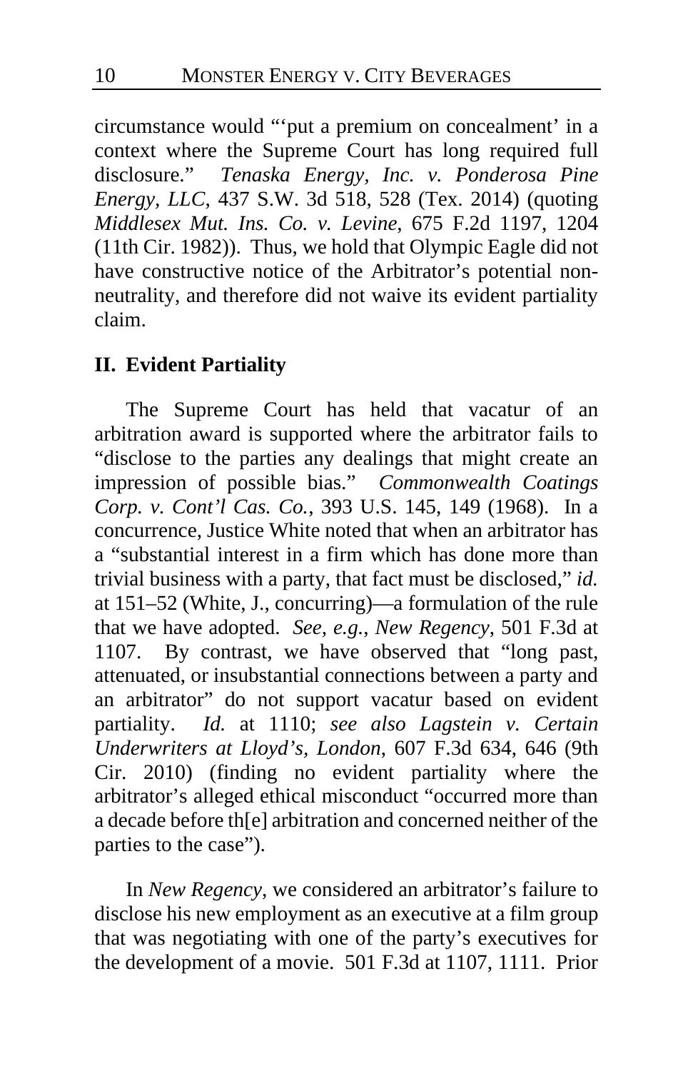circumstance would "'put a premium on concealment' in a context where the Supreme Court has long required full disclosure." *Tenaska Energy, Inc. v. Ponderosa Pine Energy, LLC*, 437 S.W. 3d 518, 528 (Tex. 2014) (quoting *Middlesex Mut. Ins. Co. v. Levine*, 675 F.2d 1197, 1204 (11th Cir. 1982)). Thus, we hold that Olympic Eagle did not have constructive notice of the Arbitrator's potential non-neutrality, and therefore did not waive its evident partiality claim.

## II. Evident Partiality

The Supreme Court has held that vacatur of an arbitration award is supported where the arbitrator fails to "disclose to the parties any dealings that might create an impression of possible bias." *Commonwealth Coatings Corp. v. Cont'l Cas. Co.*, 393 U.S. 145, 149 (1968). In a concurrence, Justice White noted that when an arbitrator has a "substantial interest in a firm which has done more than trivial business with a party, that fact must be disclosed," *id.* at 151–52 (White, J., concurring)—a formulation of the rule that we have adopted. *See, e.g.*, *New Regency*, 501 F.3d at 1107. By contrast, we have observed that "long past, attenuated, or insubstantial connections between a party and an arbitrator" do not support vacatur based on evident partiality. *Id.* at 1110; *see also Lagstein v. Certain Underwriters at Lloyd's, London*, 607 F.3d 634, 646 (9th Cir. 2010) (finding no evident partiality where the arbitrator's alleged ethical misconduct "occurred more than a decade before th[e] arbitration and concerned neither of the parties to the case").

In *New Regency*, we considered an arbitrator's failure to disclose his new employment as an executive at a film group that was negotiating with one of the party's executives for the development of a movie. 501 F.3d at 1107, 1111. Prior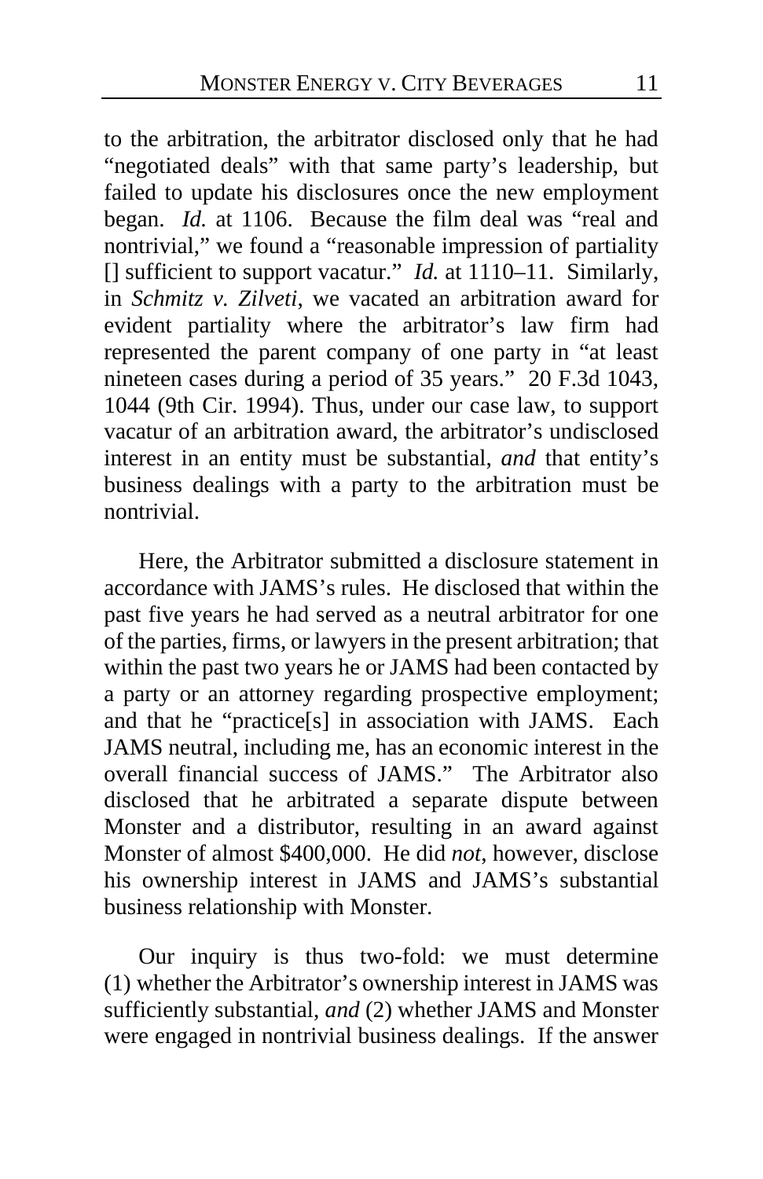to the arbitration, the arbitrator disclosed only that he had "negotiated deals" with that same party's leadership, but failed to update his disclosures once the new employment began. *Id.* at 1106. Because the film deal was "real and nontrivial," we found a "reasonable impression of partiality [] sufficient to support vacatur." *Id.* at 1110–11. Similarly, in *Schmitz v. Zilveti*, we vacated an arbitration award for evident partiality where the arbitrator's law firm had represented the parent company of one party in "at least nineteen cases during a period of 35 years." 20 F.3d 1043, 1044 (9th Cir. 1994). Thus, under our case law, to support vacatur of an arbitration award, the arbitrator's undisclosed interest in an entity must be substantial, *and* that entity's business dealings with a party to the arbitration must be nontrivial.

Here, the Arbitrator submitted a disclosure statement in accordance with JAMS's rules. He disclosed that within the past five years he had served as a neutral arbitrator for one of the parties, firms, or lawyers in the present arbitration; that within the past two years he or JAMS had been contacted by a party or an attorney regarding prospective employment; and that he "practice[s] in association with JAMS. Each JAMS neutral, including me, has an economic interest in the overall financial success of JAMS." The Arbitrator also disclosed that he arbitrated a separate dispute between Monster and a distributor, resulting in an award against Monster of almost $400,000. He did *not*, however, disclose his ownership interest in JAMS and JAMS's substantial business relationship with Monster.

Our inquiry is thus two-fold: we must determine (1) whether the Arbitrator's ownership interest in JAMS was sufficiently substantial, *and* (2) whether JAMS and Monster were engaged in nontrivial business dealings. If the answer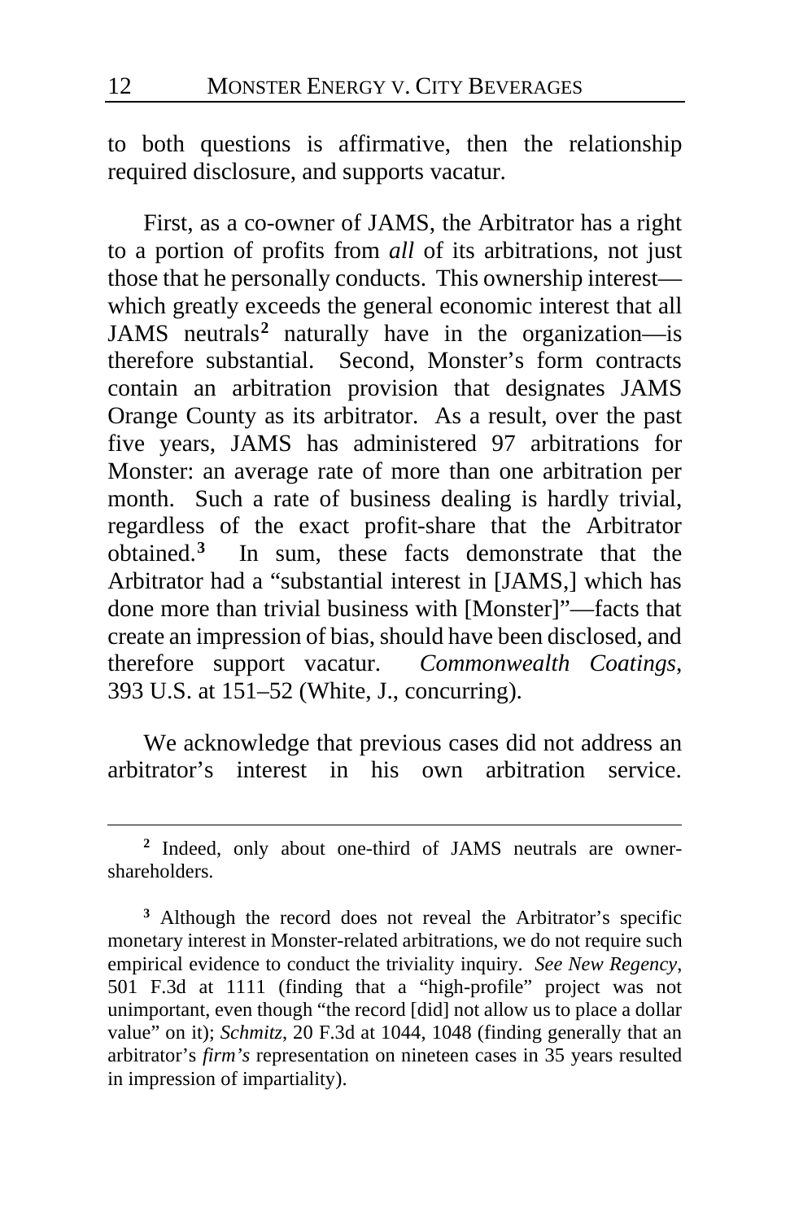to both questions is affirmative, then the relationship required disclosure, and supports vacatur.

First, as a co-owner of JAMS, the Arbitrator has a right to a portion of profits from *all* of its arbitrations, not just those that he personally conducts. This ownership interest—which greatly exceeds the general economic interest that all JAMS neutrals[2] naturally have in the organization—is therefore substantial. Second, Monster's form contracts contain an arbitration provision that designates JAMS Orange County as its arbitrator. As a result, over the past five years, JAMS has administered 97 arbitrations for Monster: an average rate of more than one arbitration per month. Such a rate of business dealing is hardly trivial, regardless of the exact profit-share that the Arbitrator obtained.[3] In sum, these facts demonstrate that the Arbitrator had a "substantial interest in [JAMS,] which has done more than trivial business with [Monster]"—facts that create an impression of bias, should have been disclosed, and therefore support vacatur. *Commonwealth Coatings*, 393 U.S. at 151–52 (White, J., concurring).

We acknowledge that previous cases did not address an arbitrator's interest in his own arbitration service.

---

[2] Indeed, only about one-third of JAMS neutrals are owner-shareholders.

[3] Although the record does not reveal the Arbitrator's specific monetary interest in Monster-related arbitrations, we do not require such empirical evidence to conduct the triviality inquiry. *See New Regency*, 501 F.3d at 1111 (finding that a "high-profile" project was not unimportant, even though "the record [did] not allow us to place a dollar value" on it); *Schmitz*, 20 F.3d at 1044, 1048 (finding generally that an arbitrator's *firm's* representation on nineteen cases in 35 years resulted in impression of impartiality).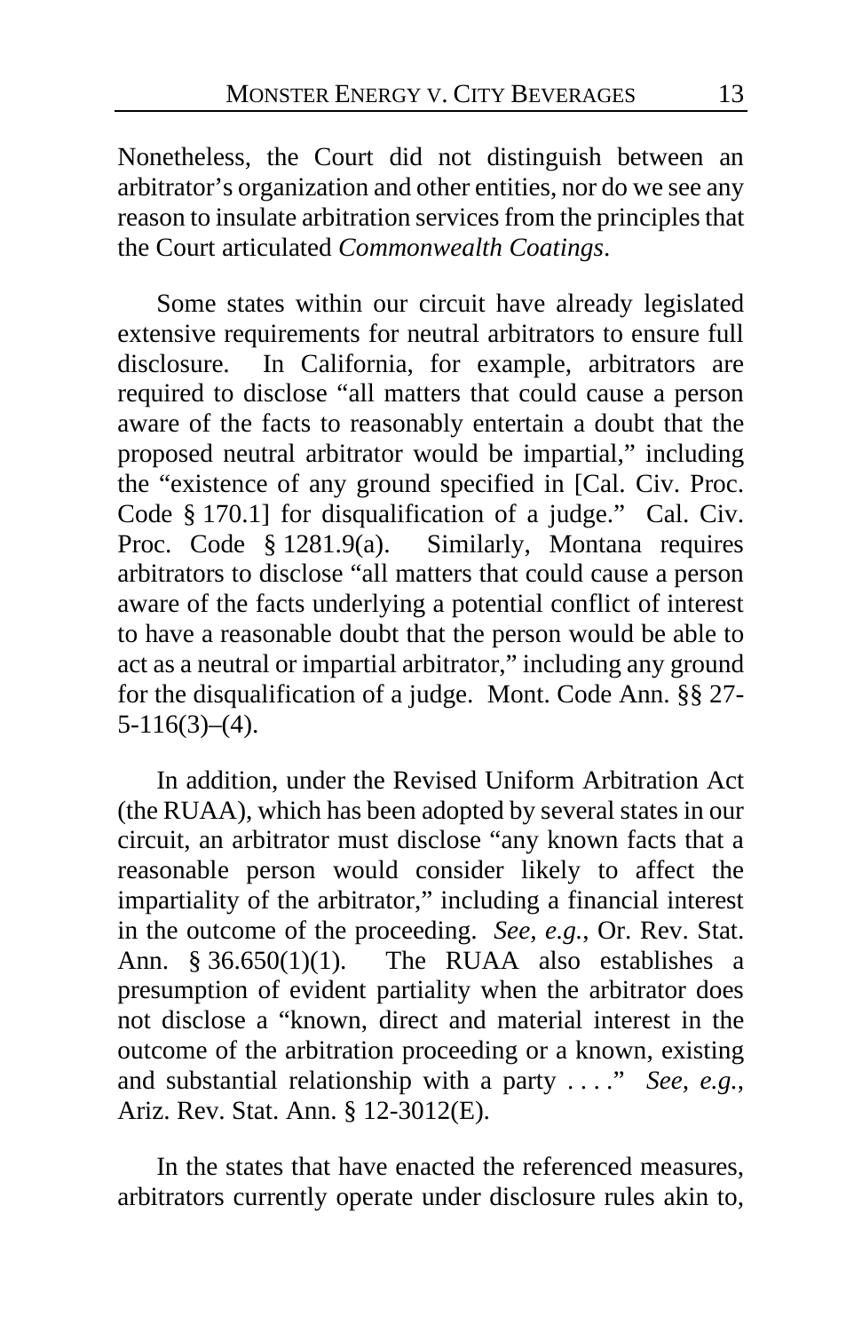Nonetheless, the Court did not distinguish between an arbitrator's organization and other entities, nor do we see any reason to insulate arbitration services from the principles that the Court articulated *Commonwealth Coatings*.

Some states within our circuit have already legislated extensive requirements for neutral arbitrators to ensure full disclosure. In California, for example, arbitrators are required to disclose "all matters that could cause a person aware of the facts to reasonably entertain a doubt that the proposed neutral arbitrator would be impartial," including the "existence of any ground specified in [Cal. Civ. Proc. Code § 170.1] for disqualification of a judge." Cal. Civ. Proc. Code § 1281.9(a). Similarly, Montana requires arbitrators to disclose "all matters that could cause a person aware of the facts underlying a potential conflict of interest to have a reasonable doubt that the person would be able to act as a neutral or impartial arbitrator," including any ground for the disqualification of a judge. Mont. Code Ann. §§ 27-5-116(3)–(4).

In addition, under the Revised Uniform Arbitration Act (the RUAA), which has been adopted by several states in our circuit, an arbitrator must disclose "any known facts that a reasonable person would consider likely to affect the impartiality of the arbitrator," including a financial interest in the outcome of the proceeding. *See, e.g.*, Or. Rev. Stat. Ann. § 36.650(1)(1). The RUAA also establishes a presumption of evident partiality when the arbitrator does not disclose a "known, direct and material interest in the outcome of the arbitration proceeding or a known, existing and substantial relationship with a party . . . ." *See, e.g.*, Ariz. Rev. Stat. Ann. § 12-3012(E).

In the states that have enacted the referenced measures, arbitrators currently operate under disclosure rules akin to,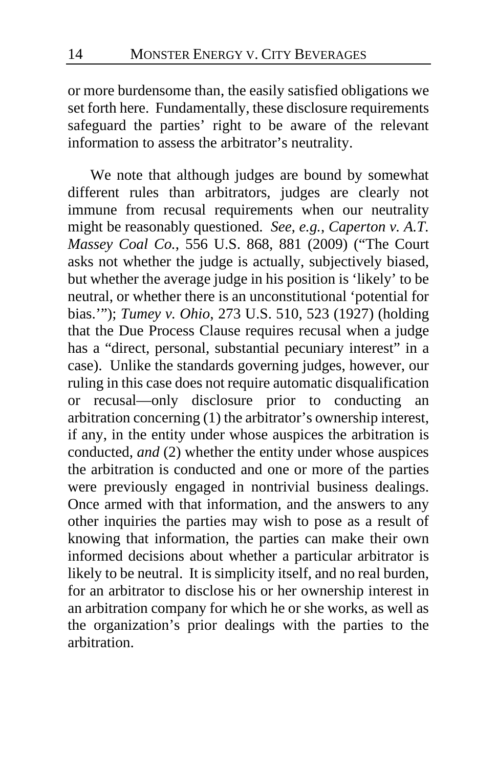or more burdensome than, the easily satisfied obligations we set forth here. Fundamentally, these disclosure requirements safeguard the parties' right to be aware of the relevant information to assess the arbitrator's neutrality.

We note that although judges are bound by somewhat different rules than arbitrators, judges are clearly not immune from recusal requirements when our neutrality might be reasonably questioned. *See, e.g.*, *Caperton v. A.T. Massey Coal Co.*, 556 U.S. 868, 881 (2009) ("The Court asks not whether the judge is actually, subjectively biased, but whether the average judge in his position is 'likely' to be neutral, or whether there is an unconstitutional 'potential for bias.'"); *Tumey v. Ohio*, 273 U.S. 510, 523 (1927) (holding that the Due Process Clause requires recusal when a judge has a "direct, personal, substantial pecuniary interest" in a case). Unlike the standards governing judges, however, our ruling in this case does not require automatic disqualification or recusal—only disclosure prior to conducting an arbitration concerning (1) the arbitrator's ownership interest, if any, in the entity under whose auspices the arbitration is conducted, *and* (2) whether the entity under whose auspices the arbitration is conducted and one or more of the parties were previously engaged in nontrivial business dealings. Once armed with that information, and the answers to any other inquiries the parties may wish to pose as a result of knowing that information, the parties can make their own informed decisions about whether a particular arbitrator is likely to be neutral. It is simplicity itself, and no real burden, for an arbitrator to disclose his or her ownership interest in an arbitration company for which he or she works, as well as the organization's prior dealings with the parties to the arbitration.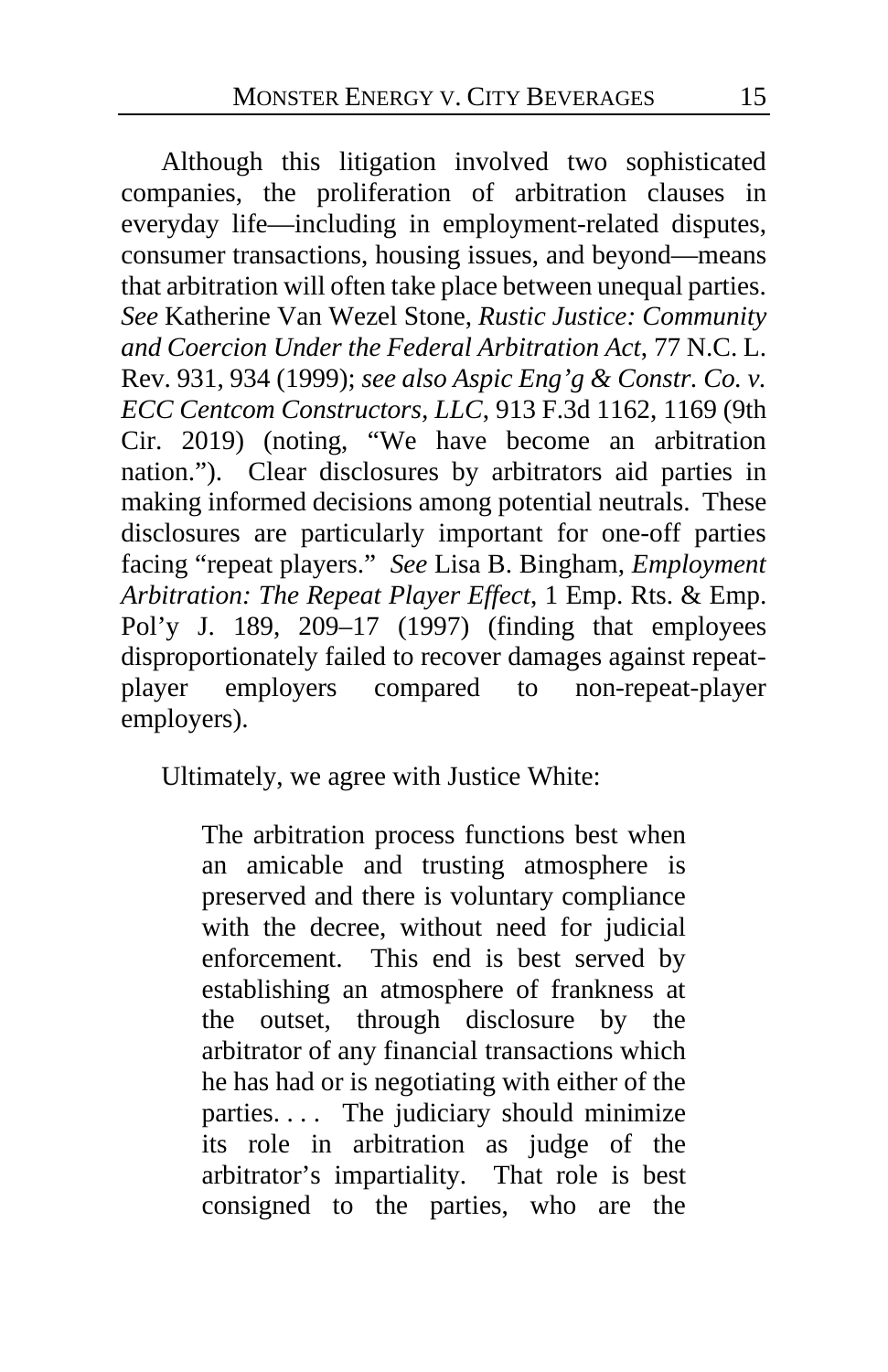Although this litigation involved two sophisticated companies, the proliferation of arbitration clauses in everyday life—including in employment-related disputes, consumer transactions, housing issues, and beyond—means that arbitration will often take place between unequal parties. *See* Katherine Van Wezel Stone, *Rustic Justice: Community and Coercion Under the Federal Arbitration Act*, 77 N.C. L. Rev. 931, 934 (1999); *see also Aspic Eng'g & Constr. Co. v. ECC Centcom Constructors, LLC*, 913 F.3d 1162, 1169 (9th Cir. 2019) (noting, "We have become an arbitration nation."). Clear disclosures by arbitrators aid parties in making informed decisions among potential neutrals. These disclosures are particularly important for one-off parties facing "repeat players." *See* Lisa B. Bingham, *Employment Arbitration: The Repeat Player Effect*, 1 Emp. Rts. & Emp. Pol'y J. 189, 209–17 (1997) (finding that employees disproportionately failed to recover damages against repeat-player employers compared to non-repeat-player employers).

Ultimately, we agree with Justice White:

> The arbitration process functions best when an amicable and trusting atmosphere is preserved and there is voluntary compliance with the decree, without need for judicial enforcement. This end is best served by establishing an atmosphere of frankness at the outset, through disclosure by the arbitrator of any financial transactions which he has had or is negotiating with either of the parties. . . . The judiciary should minimize its role in arbitration as judge of the arbitrator's impartiality. That role is best consigned to the parties, who are the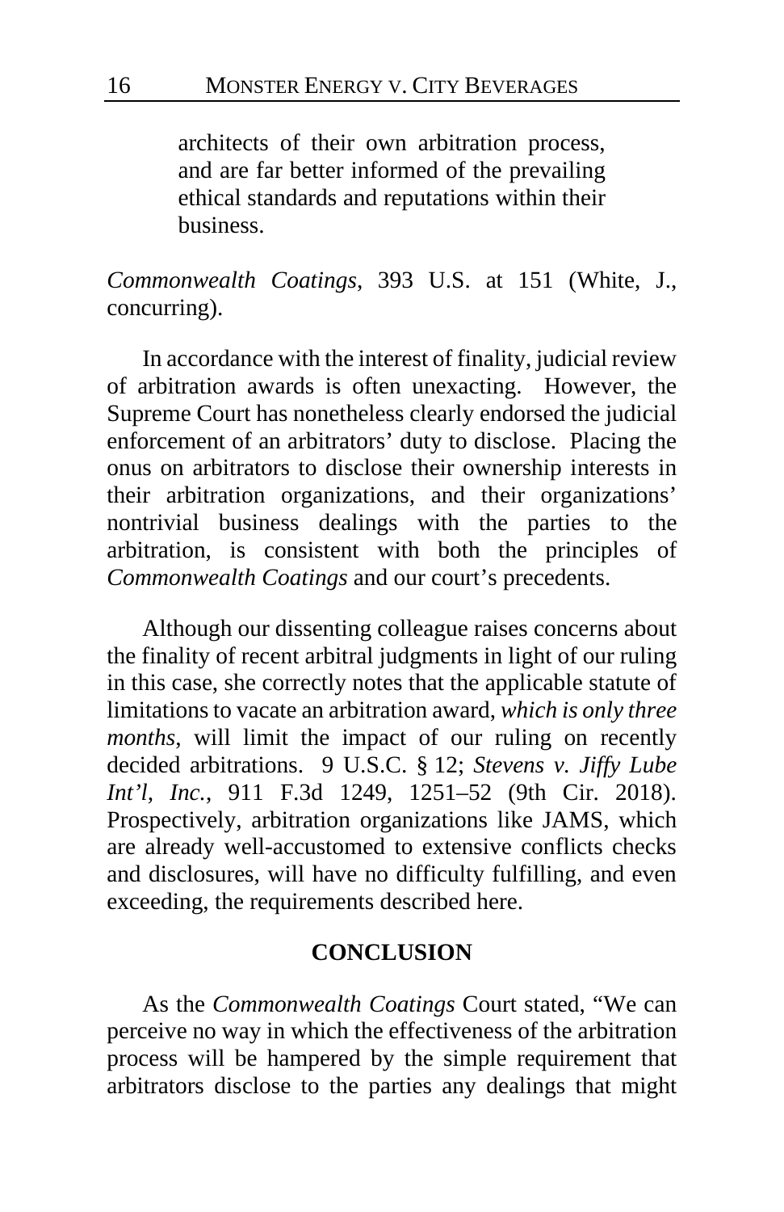architects of their own arbitration process, and are far better informed of the prevailing ethical standards and reputations within their business.

*Commonwealth Coatings*, 393 U.S. at 151 (White, J., concurring).

In accordance with the interest of finality, judicial review of arbitration awards is often unexacting. However, the Supreme Court has nonetheless clearly endorsed the judicial enforcement of an arbitrators' duty to disclose. Placing the onus on arbitrators to disclose their ownership interests in their arbitration organizations, and their organizations' nontrivial business dealings with the parties to the arbitration, is consistent with both the principles of *Commonwealth Coatings* and our court's precedents.

Although our dissenting colleague raises concerns about the finality of recent arbitral judgments in light of our ruling in this case, she correctly notes that the applicable statute of limitations to vacate an arbitration award, *which is only three months*, will limit the impact of our ruling on recently decided arbitrations. 9 U.S.C. § 12; *Stevens v. Jiffy Lube Int'l, Inc.*, 911 F.3d 1249, 1251–52 (9th Cir. 2018). Prospectively, arbitration organizations like JAMS, which are already well-accustomed to extensive conflicts checks and disclosures, will have no difficulty fulfilling, and even exceeding, the requirements described here.

## CONCLUSION

As the *Commonwealth Coatings* Court stated, "We can perceive no way in which the effectiveness of the arbitration process will be hampered by the simple requirement that arbitrators disclose to the parties any dealings that might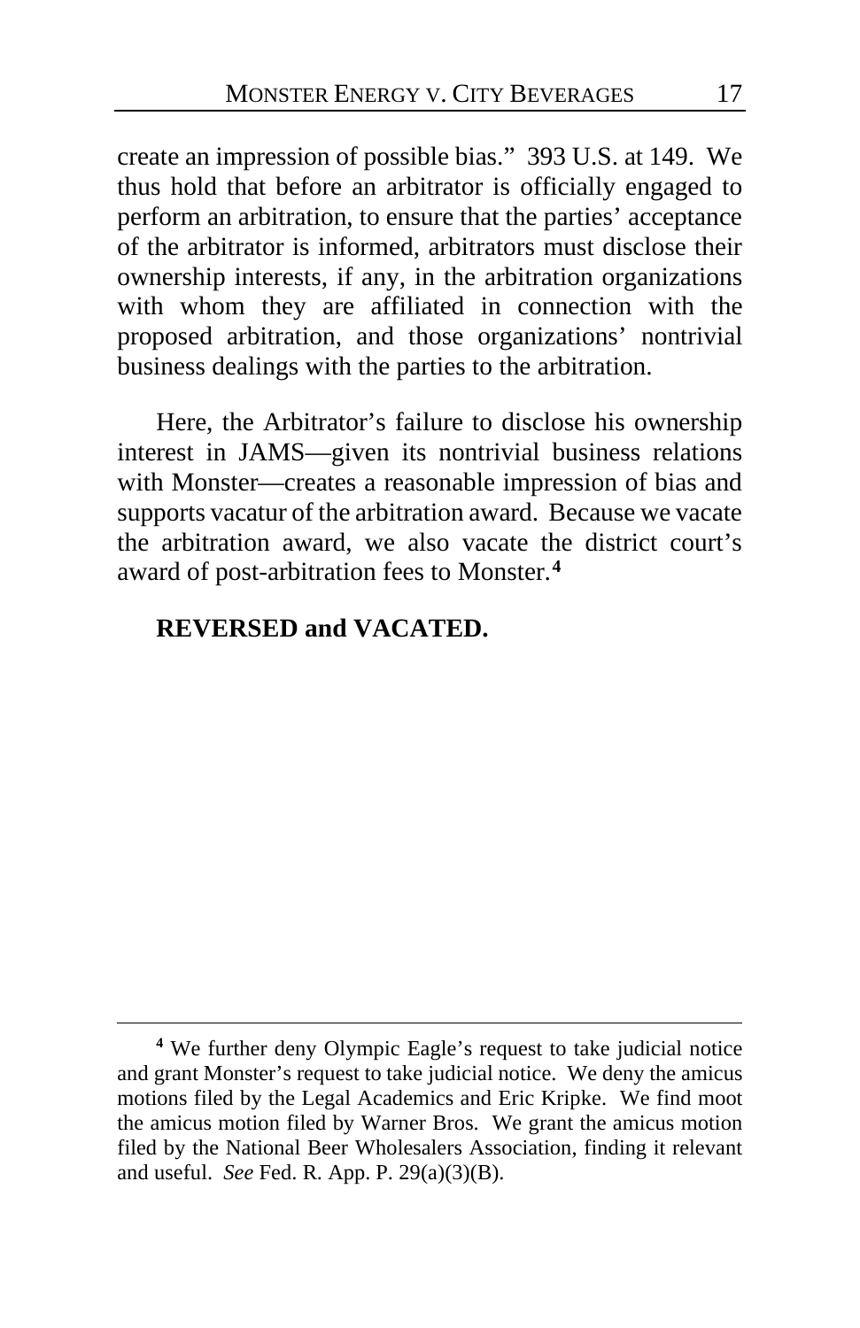create an impression of possible bias." 393 U.S. at 149. We thus hold that before an arbitrator is officially engaged to perform an arbitration, to ensure that the parties' acceptance of the arbitrator is informed, arbitrators must disclose their ownership interests, if any, in the arbitration organizations with whom they are affiliated in connection with the proposed arbitration, and those organizations' nontrivial business dealings with the parties to the arbitration.

Here, the Arbitrator's failure to disclose his ownership interest in JAMS—given its nontrivial business relations with Monster—creates a reasonable impression of bias and supports vacatur of the arbitration award. Because we vacate the arbitration award, we also vacate the district court's award of post-arbitration fees to Monster.[4]

**REVERSED and VACATED.**

---

[4] We further deny Olympic Eagle's request to take judicial notice and grant Monster's request to take judicial notice. We deny the amicus motions filed by the Legal Academics and Eric Kripke. We find moot the amicus motion filed by Warner Bros. We grant the amicus motion filed by the National Beer Wholesalers Association, finding it relevant and useful. *See* Fed. R. App. P. 29(a)(3)(B).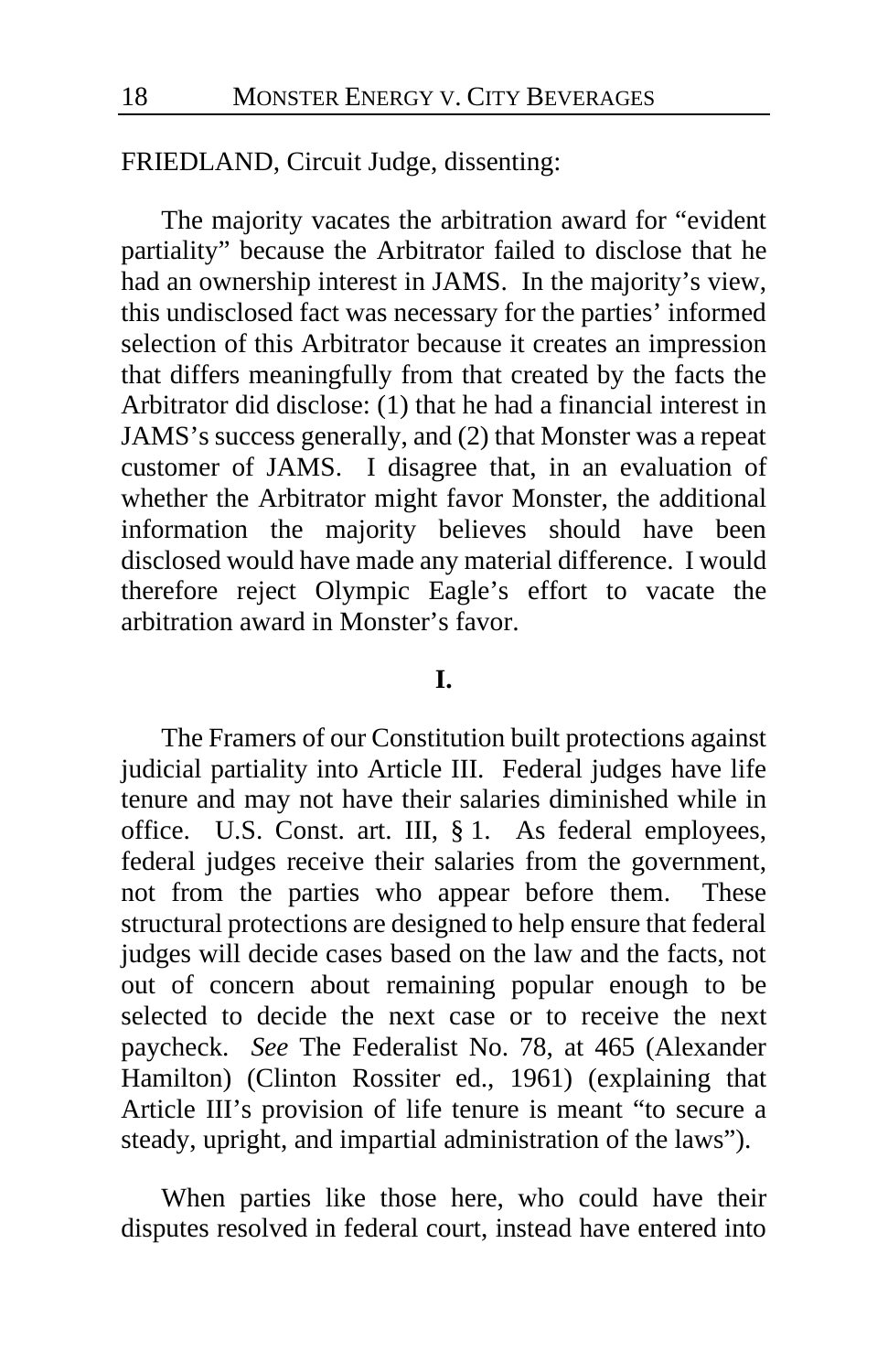FRIEDLAND, Circuit Judge, dissenting:

The majority vacates the arbitration award for "evident partiality" because the Arbitrator failed to disclose that he had an ownership interest in JAMS. In the majority's view, this undisclosed fact was necessary for the parties' informed selection of this Arbitrator because it creates an impression that differs meaningfully from that created by the facts the Arbitrator did disclose: (1) that he had a financial interest in JAMS's success generally, and (2) that Monster was a repeat customer of JAMS. I disagree that, in an evaluation of whether the Arbitrator might favor Monster, the additional information the majority believes should have been disclosed would have made any material difference. I would therefore reject Olympic Eagle's effort to vacate the arbitration award in Monster's favor.

**I.**

The Framers of our Constitution built protections against judicial partiality into Article III. Federal judges have life tenure and may not have their salaries diminished while in office. U.S. Const. art. III, § 1. As federal employees, federal judges receive their salaries from the government, not from the parties who appear before them. These structural protections are designed to help ensure that federal judges will decide cases based on the law and the facts, not out of concern about remaining popular enough to be selected to decide the next case or to receive the next paycheck. *See* The Federalist No. 78, at 465 (Alexander Hamilton) (Clinton Rossiter ed., 1961) (explaining that Article III's provision of life tenure is meant "to secure a steady, upright, and impartial administration of the laws").

When parties like those here, who could have their disputes resolved in federal court, instead have entered into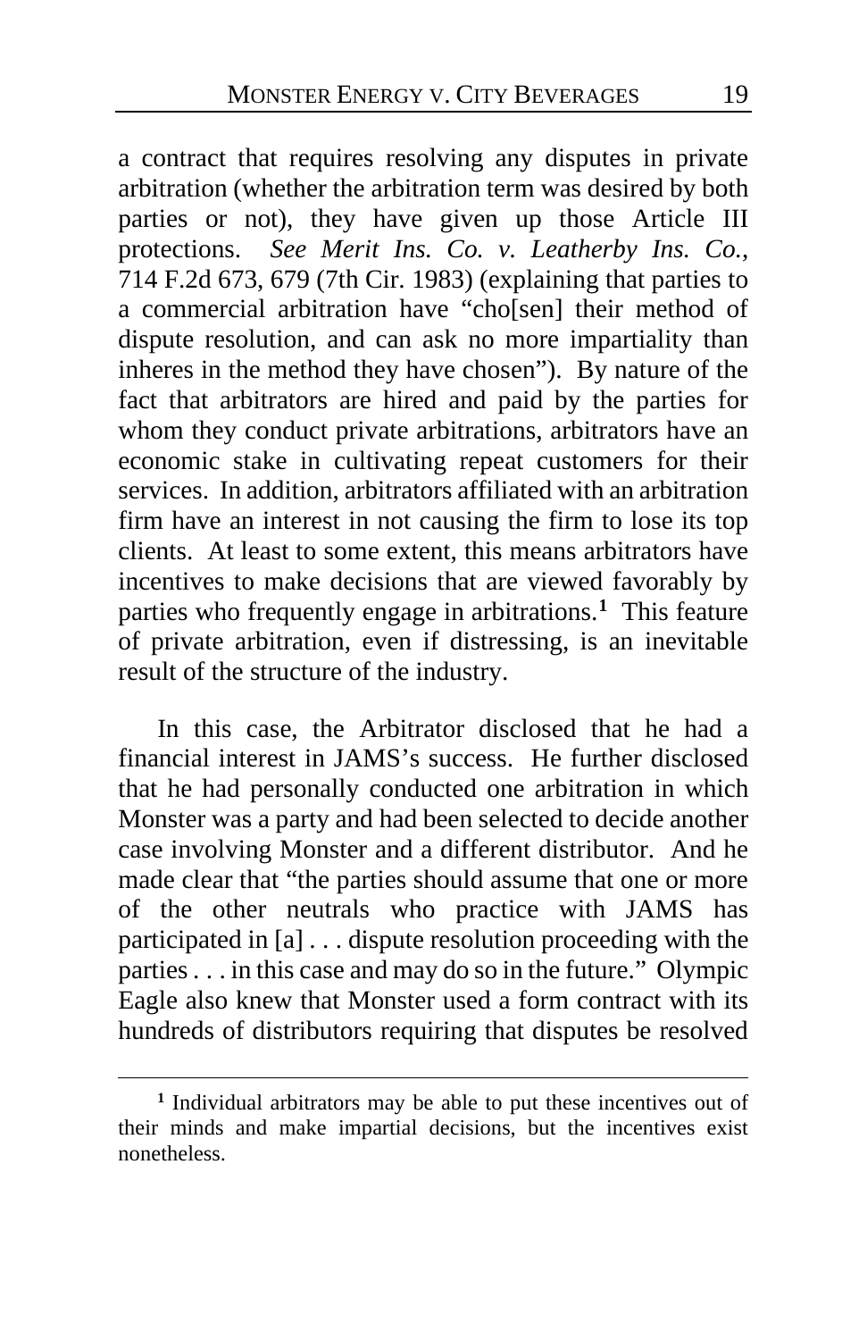a contract that requires resolving any disputes in private arbitration (whether the arbitration term was desired by both parties or not), they have given up those Article III protections. *See Merit Ins. Co. v. Leatherby Ins. Co.*, 714 F.2d 673, 679 (7th Cir. 1983) (explaining that parties to a commercial arbitration have "cho[sen] their method of dispute resolution, and can ask no more impartiality than inheres in the method they have chosen"). By nature of the fact that arbitrators are hired and paid by the parties for whom they conduct private arbitrations, arbitrators have an economic stake in cultivating repeat customers for their services. In addition, arbitrators affiliated with an arbitration firm have an interest in not causing the firm to lose its top clients. At least to some extent, this means arbitrators have incentives to make decisions that are viewed favorably by parties who frequently engage in arbitrations.[1] This feature of private arbitration, even if distressing, is an inevitable result of the structure of the industry.

In this case, the Arbitrator disclosed that he had a financial interest in JAMS's success. He further disclosed that he had personally conducted one arbitration in which Monster was a party and had been selected to decide another case involving Monster and a different distributor. And he made clear that "the parties should assume that one or more of the other neutrals who practice with JAMS has participated in [a] . . . dispute resolution proceeding with the parties . . . in this case and may do so in the future." Olympic Eagle also knew that Monster used a form contract with its hundreds of distributors requiring that disputes be resolved

[1] Individual arbitrators may be able to put these incentives out of their minds and make impartial decisions, but the incentives exist nonetheless.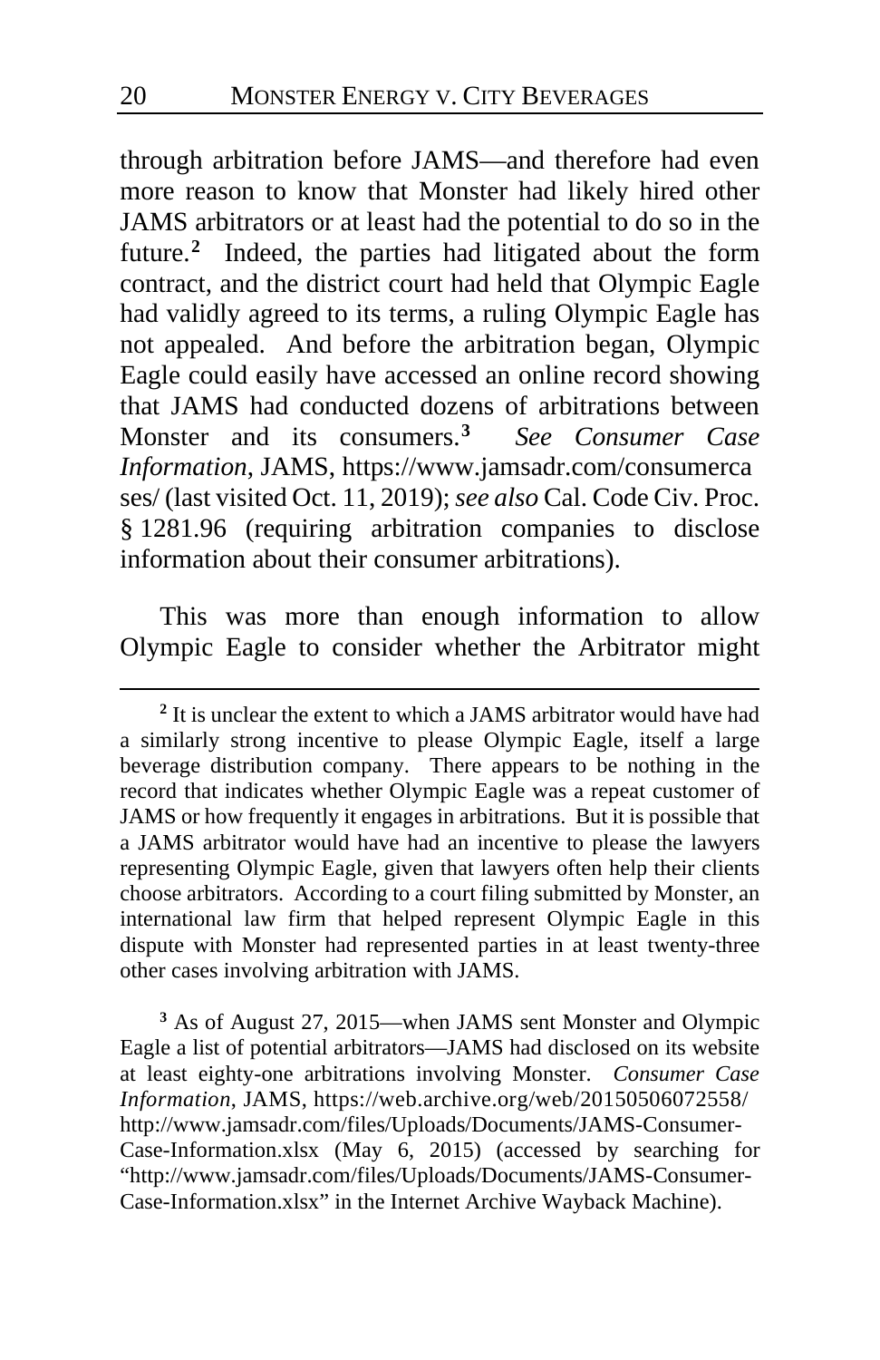through arbitration before JAMS—and therefore had even more reason to know that Monster had likely hired other JAMS arbitrators or at least had the potential to do so in the future.[2] Indeed, the parties had litigated about the form contract, and the district court had held that Olympic Eagle had validly agreed to its terms, a ruling Olympic Eagle has not appealed. And before the arbitration began, Olympic Eagle could easily have accessed an online record showing that JAMS had conducted dozens of arbitrations between Monster and its consumers.[3] *See Consumer Case Information*, JAMS, https://www.jamsadr.com/consumercases/ (last visited Oct. 11, 2019); *see also* Cal. Code Civ. Proc. § 1281.96 (requiring arbitration companies to disclose information about their consumer arbitrations).

This was more than enough information to allow Olympic Eagle to consider whether the Arbitrator might

---

[2] It is unclear the extent to which a JAMS arbitrator would have had a similarly strong incentive to please Olympic Eagle, itself a large beverage distribution company. There appears to be nothing in the record that indicates whether Olympic Eagle was a repeat customer of JAMS or how frequently it engages in arbitrations. But it is possible that a JAMS arbitrator would have had an incentive to please the lawyers representing Olympic Eagle, given that lawyers often help their clients choose arbitrators. According to a court filing submitted by Monster, an international law firm that helped represent Olympic Eagle in this dispute with Monster had represented parties in at least twenty-three other cases involving arbitration with JAMS.

[3] As of August 27, 2015—when JAMS sent Monster and Olympic Eagle a list of potential arbitrators—JAMS had disclosed on its website at least eighty-one arbitrations involving Monster. *Consumer Case Information*, JAMS, https://web.archive.org/web/20150506072558/http://www.jamsadr.com/files/Uploads/Documents/JAMS-Consumer-Case-Information.xlsx (May 6, 2015) (accessed by searching for "http://www.jamsadr.com/files/Uploads/Documents/JAMS-Consumer-Case-Information.xlsx" in the Internet Archive Wayback Machine).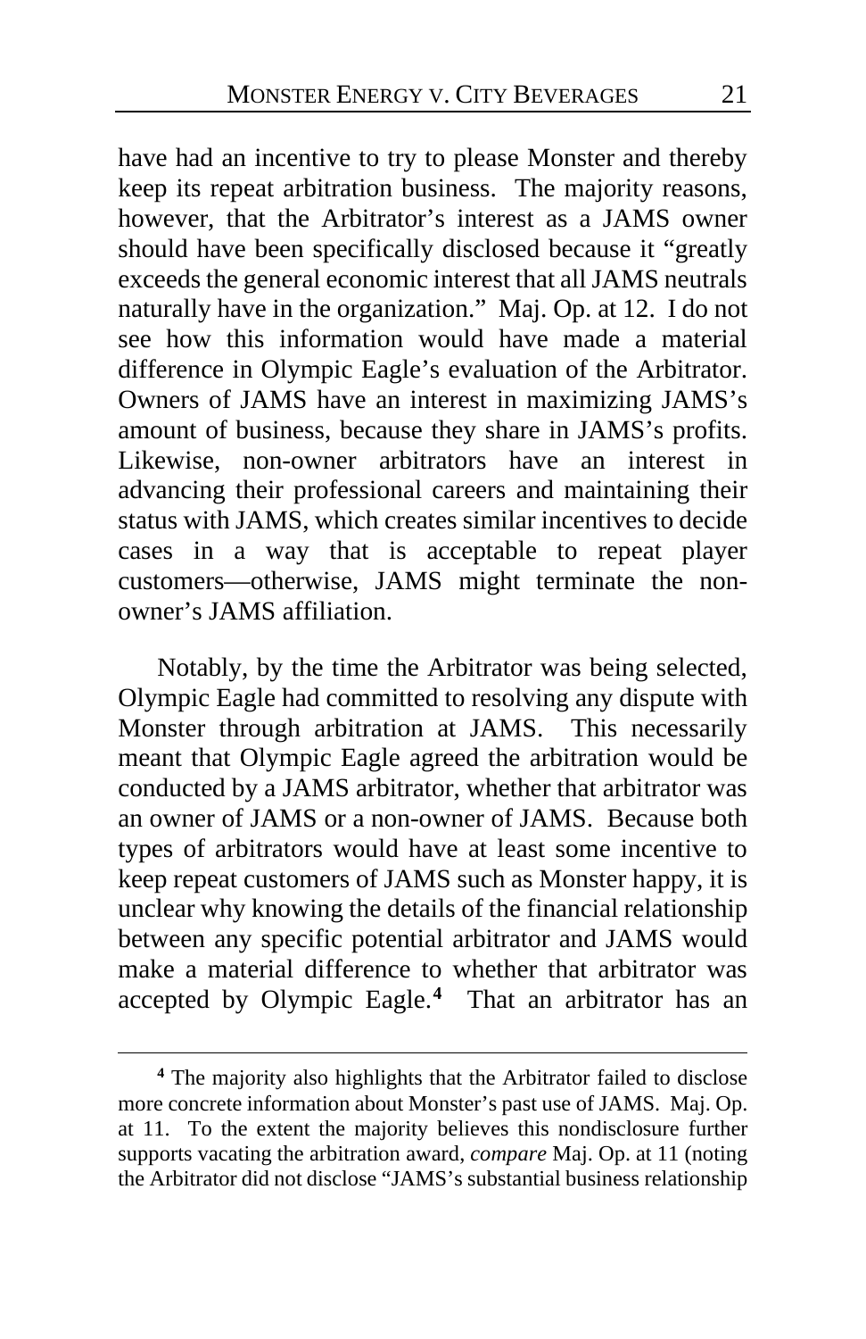have had an incentive to try to please Monster and thereby keep its repeat arbitration business. The majority reasons, however, that the Arbitrator's interest as a JAMS owner should have been specifically disclosed because it "greatly exceeds the general economic interest that all JAMS neutrals naturally have in the organization." Maj. Op. at 12. I do not see how this information would have made a material difference in Olympic Eagle's evaluation of the Arbitrator. Owners of JAMS have an interest in maximizing JAMS's amount of business, because they share in JAMS's profits. Likewise, non-owner arbitrators have an interest in advancing their professional careers and maintaining their status with JAMS, which creates similar incentives to decide cases in a way that is acceptable to repeat player customers—otherwise, JAMS might terminate the non-owner's JAMS affiliation.

Notably, by the time the Arbitrator was being selected, Olympic Eagle had committed to resolving any dispute with Monster through arbitration at JAMS. This necessarily meant that Olympic Eagle agreed the arbitration would be conducted by a JAMS arbitrator, whether that arbitrator was an owner of JAMS or a non-owner of JAMS. Because both types of arbitrators would have at least some incentive to keep repeat customers of JAMS such as Monster happy, it is unclear why knowing the details of the financial relationship between any specific potential arbitrator and JAMS would make a material difference to whether that arbitrator was accepted by Olympic Eagle.[4] That an arbitrator has an

[4] The majority also highlights that the Arbitrator failed to disclose more concrete information about Monster's past use of JAMS. Maj. Op. at 11. To the extent the majority believes this nondisclosure further supports vacating the arbitration award, *compare* Maj. Op. at 11 (noting the Arbitrator did not disclose "JAMS's substantial business relationship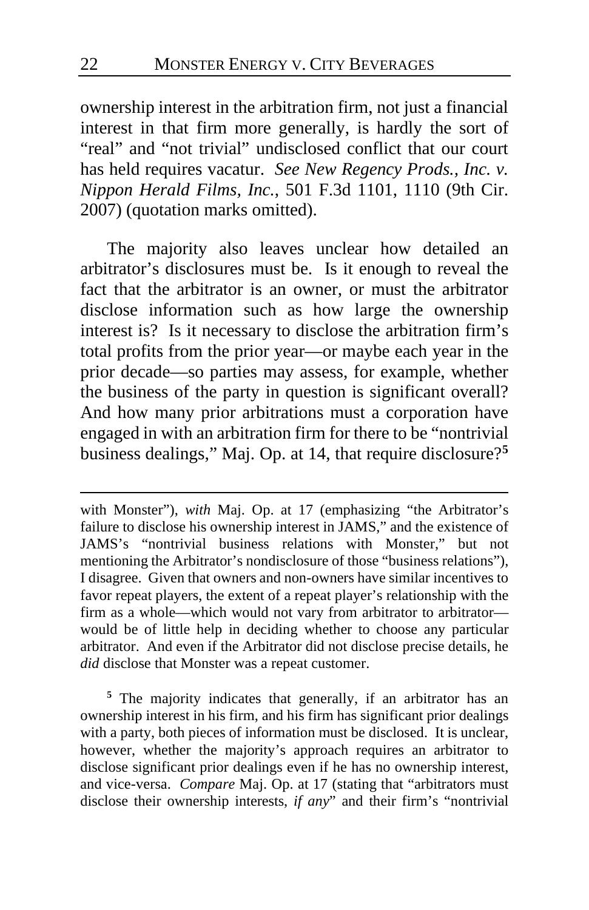ownership interest in the arbitration firm, not just a financial interest in that firm more generally, is hardly the sort of "real" and "not trivial" undisclosed conflict that our court has held requires vacatur. *See New Regency Prods., Inc. v. Nippon Herald Films, Inc.*, 501 F.3d 1101, 1110 (9th Cir. 2007) (quotation marks omitted).

The majority also leaves unclear how detailed an arbitrator's disclosures must be. Is it enough to reveal the fact that the arbitrator is an owner, or must the arbitrator disclose information such as how large the ownership interest is? Is it necessary to disclose the arbitration firm's total profits from the prior year—or maybe each year in the prior decade—so parties may assess, for example, whether the business of the party in question is significant overall? And how many prior arbitrations must a corporation have engaged in with an arbitration firm for there to be "nontrivial business dealings," Maj. Op. at 14, that require disclosure?[5]

---

with Monster"), *with* Maj. Op. at 17 (emphasizing "the Arbitrator's failure to disclose his ownership interest in JAMS," and the existence of JAMS's "nontrivial business relations with Monster," but not mentioning the Arbitrator's nondisclosure of those "business relations"), I disagree. Given that owners and non-owners have similar incentives to favor repeat players, the extent of a repeat player's relationship with the firm as a whole—which would not vary from arbitrator to arbitrator—would be of little help in deciding whether to choose any particular arbitrator. And even if the Arbitrator did not disclose precise details, he *did* disclose that Monster was a repeat customer.

[5] The majority indicates that generally, if an arbitrator has an ownership interest in his firm, and his firm has significant prior dealings with a party, both pieces of information must be disclosed. It is unclear, however, whether the majority's approach requires an arbitrator to disclose significant prior dealings even if he has no ownership interest, and vice-versa. *Compare* Maj. Op. at 17 (stating that "arbitrators must disclose their ownership interests, *if any*" and their firm's "nontrivial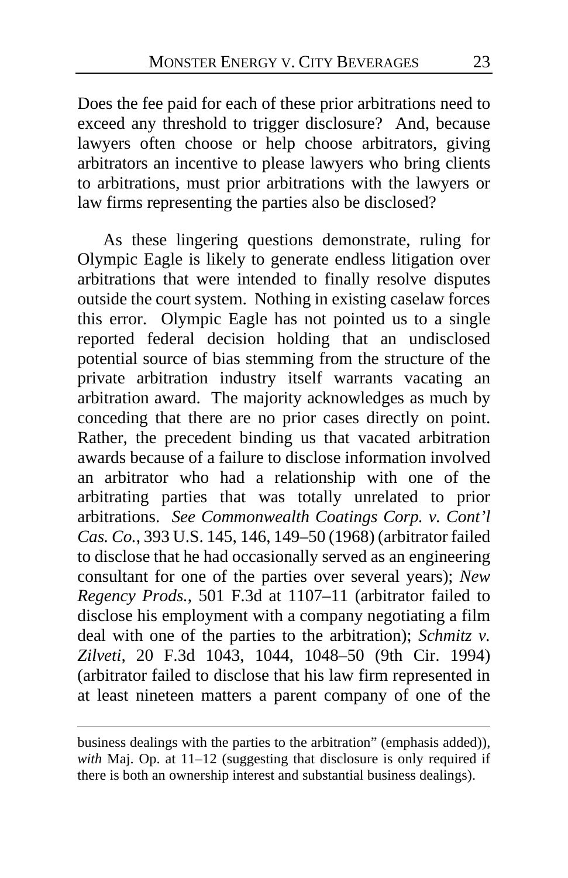Does the fee paid for each of these prior arbitrations need to exceed any threshold to trigger disclosure? And, because lawyers often choose or help choose arbitrators, giving arbitrators an incentive to please lawyers who bring clients to arbitrations, must prior arbitrations with the lawyers or law firms representing the parties also be disclosed?

As these lingering questions demonstrate, ruling for Olympic Eagle is likely to generate endless litigation over arbitrations that were intended to finally resolve disputes outside the court system. Nothing in existing caselaw forces this error. Olympic Eagle has not pointed us to a single reported federal decision holding that an undisclosed potential source of bias stemming from the structure of the private arbitration industry itself warrants vacating an arbitration award. The majority acknowledges as much by conceding that there are no prior cases directly on point. Rather, the precedent binding us that vacated arbitration awards because of a failure to disclose information involved an arbitrator who had a relationship with one of the arbitrating parties that was totally unrelated to prior arbitrations. *See Commonwealth Coatings Corp. v. Cont'l Cas. Co.*, 393 U.S. 145, 146, 149–50 (1968) (arbitrator failed to disclose that he had occasionally served as an engineering consultant for one of the parties over several years); *New Regency Prods.*, 501 F.3d at 1107–11 (arbitrator failed to disclose his employment with a company negotiating a film deal with one of the parties to the arbitration); *Schmitz v. Zilveti*, 20 F.3d 1043, 1044, 1048–50 (9th Cir. 1994) (arbitrator failed to disclose that his law firm represented in at least nineteen matters a parent company of one of the

---

business dealings with the parties to the arbitration" (emphasis added)), *with* Maj. Op. at 11–12 (suggesting that disclosure is only required if there is both an ownership interest and substantial business dealings).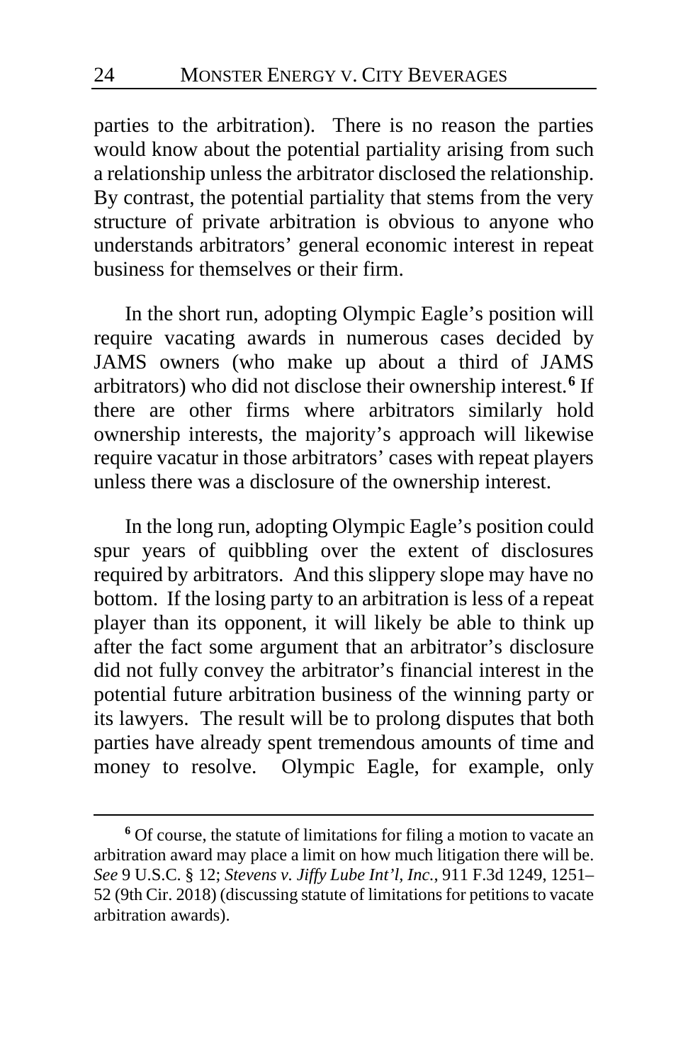parties to the arbitration). There is no reason the parties would know about the potential partiality arising from such a relationship unless the arbitrator disclosed the relationship. By contrast, the potential partiality that stems from the very structure of private arbitration is obvious to anyone who understands arbitrators' general economic interest in repeat business for themselves or their firm.

In the short run, adopting Olympic Eagle's position will require vacating awards in numerous cases decided by JAMS owners (who make up about a third of JAMS arbitrators) who did not disclose their ownership interest.[6] If there are other firms where arbitrators similarly hold ownership interests, the majority's approach will likewise require vacatur in those arbitrators' cases with repeat players unless there was a disclosure of the ownership interest.

In the long run, adopting Olympic Eagle's position could spur years of quibbling over the extent of disclosures required by arbitrators. And this slippery slope may have no bottom. If the losing party to an arbitration is less of a repeat player than its opponent, it will likely be able to think up after the fact some argument that an arbitrator's disclosure did not fully convey the arbitrator's financial interest in the potential future arbitration business of the winning party or its lawyers. The result will be to prolong disputes that both parties have already spent tremendous amounts of time and money to resolve. Olympic Eagle, for example, only

---

[6] Of course, the statute of limitations for filing a motion to vacate an arbitration award may place a limit on how much litigation there will be. *See* 9 U.S.C. § 12; *Stevens v. Jiffy Lube Int'l, Inc.*, 911 F.3d 1249, 1251–52 (9th Cir. 2018) (discussing statute of limitations for petitions to vacate arbitration awards).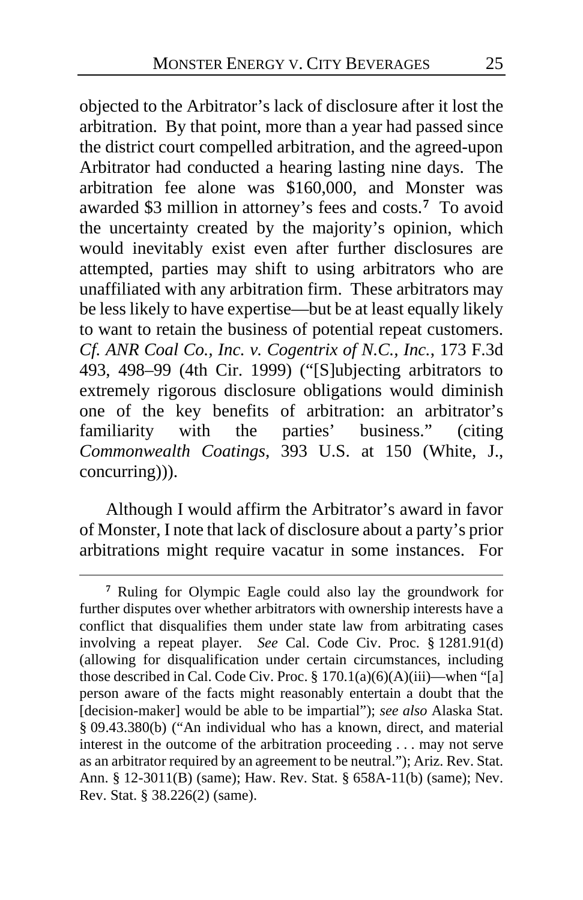objected to the Arbitrator's lack of disclosure after it lost the arbitration. By that point, more than a year had passed since the district court compelled arbitration, and the agreed-upon Arbitrator had conducted a hearing lasting nine days. The arbitration fee alone was $160,000, and Monster was awarded $3 million in attorney's fees and costs.[7] To avoid the uncertainty created by the majority's opinion, which would inevitably exist even after further disclosures are attempted, parties may shift to using arbitrators who are unaffiliated with any arbitration firm. These arbitrators may be less likely to have expertise—but be at least equally likely to want to retain the business of potential repeat customers. *Cf. ANR Coal Co., Inc. v. Cogentrix of N.C., Inc.*, 173 F.3d 493, 498–99 (4th Cir. 1999) ("[S]ubjecting arbitrators to extremely rigorous disclosure obligations would diminish one of the key benefits of arbitration: an arbitrator's familiarity with the parties' business." (citing *Commonwealth Coatings*, 393 U.S. at 150 (White, J., concurring))).

Although I would affirm the Arbitrator's award in favor of Monster, I note that lack of disclosure about a party's prior arbitrations might require vacatur in some instances. For

---

[7] Ruling for Olympic Eagle could also lay the groundwork for further disputes over whether arbitrators with ownership interests have a conflict that disqualifies them under state law from arbitrating cases involving a repeat player. *See* Cal. Code Civ. Proc. § 1281.91(d) (allowing for disqualification under certain circumstances, including those described in Cal. Code Civ. Proc. § 170.1(a)(6)(A)(iii)—when "[a] person aware of the facts might reasonably entertain a doubt that the [decision-maker] would be able to be impartial"); *see also* Alaska Stat. § 09.43.380(b) ("An individual who has a known, direct, and material interest in the outcome of the arbitration proceeding . . . may not serve as an arbitrator required by an agreement to be neutral."); Ariz. Rev. Stat. Ann. § 12-3011(B) (same); Haw. Rev. Stat. § 658A-11(b) (same); Nev. Rev. Stat. § 38.226(2) (same).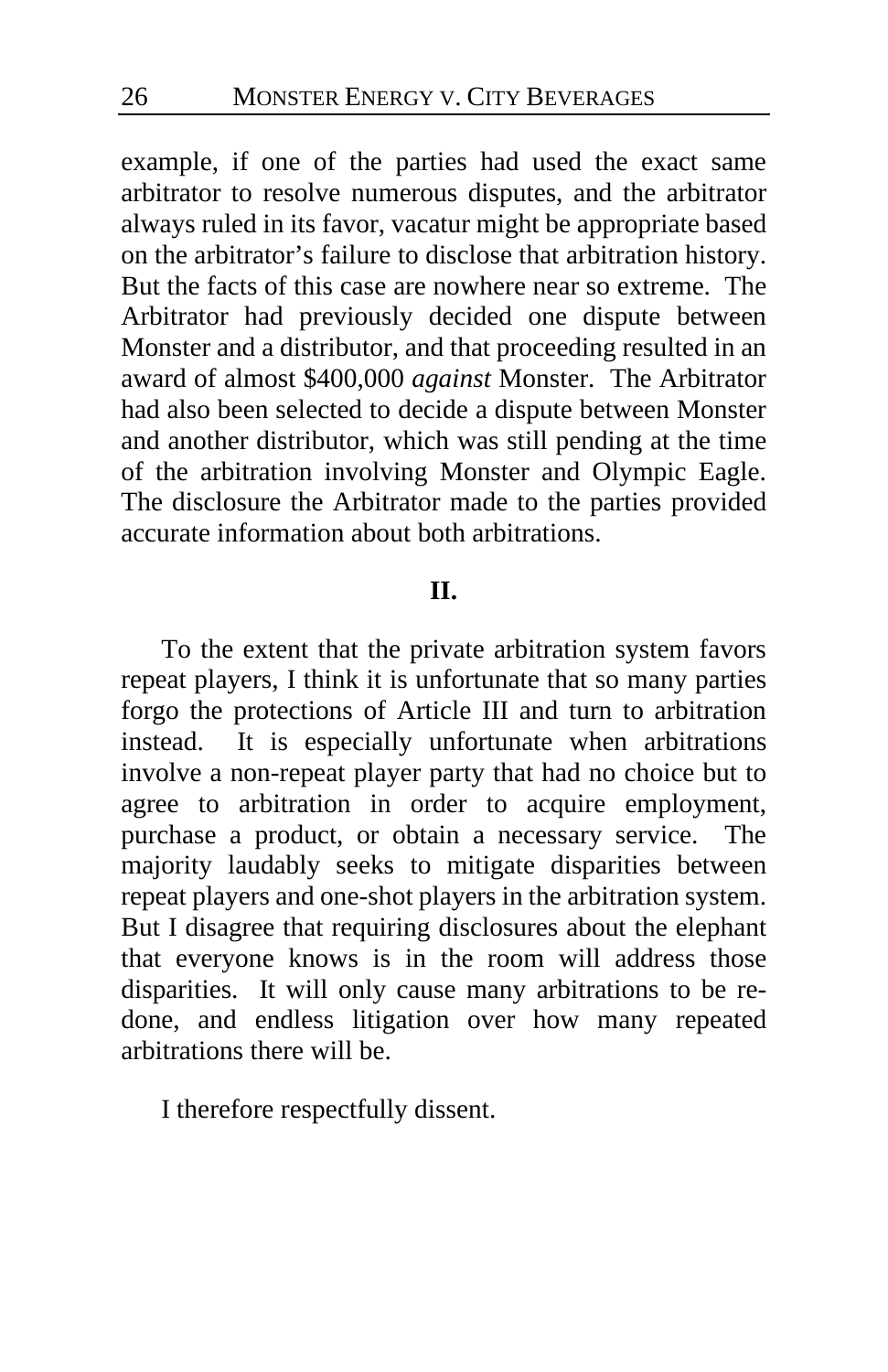example, if one of the parties had used the exact same arbitrator to resolve numerous disputes, and the arbitrator always ruled in its favor, vacatur might be appropriate based on the arbitrator's failure to disclose that arbitration history. But the facts of this case are nowhere near so extreme. The Arbitrator had previously decided one dispute between Monster and a distributor, and that proceeding resulted in an award of almost $400,000 *against* Monster. The Arbitrator had also been selected to decide a dispute between Monster and another distributor, which was still pending at the time of the arbitration involving Monster and Olympic Eagle. The disclosure the Arbitrator made to the parties provided accurate information about both arbitrations.

**II.**

To the extent that the private arbitration system favors repeat players, I think it is unfortunate that so many parties forgo the protections of Article III and turn to arbitration instead. It is especially unfortunate when arbitrations involve a non-repeat player party that had no choice but to agree to arbitration in order to acquire employment, purchase a product, or obtain a necessary service. The majority laudably seeks to mitigate disparities between repeat players and one-shot players in the arbitration system. But I disagree that requiring disclosures about the elephant that everyone knows is in the room will address those disparities. It will only cause many arbitrations to be re-done, and endless litigation over how many repeated arbitrations there will be.

I therefore respectfully dissent.